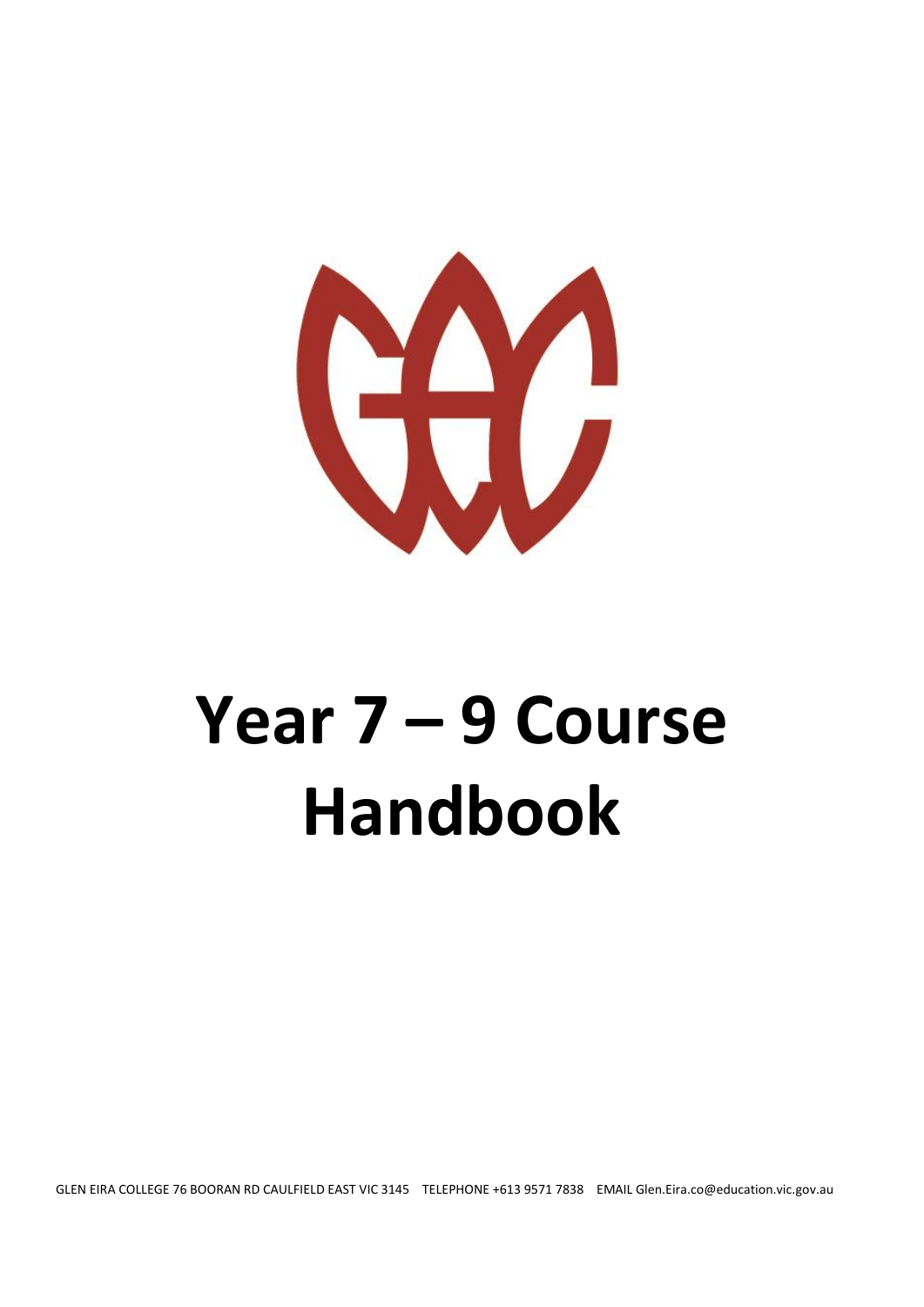# Year 7 – 9 Course Handbook

GLEN EIRA COLLEGE 76 BOORAN RD CAULFIELD EAST VIC 3145 TELEPHONE +613 9571 7838 EMAIL Glen.Eira.co@education.vic.gov.au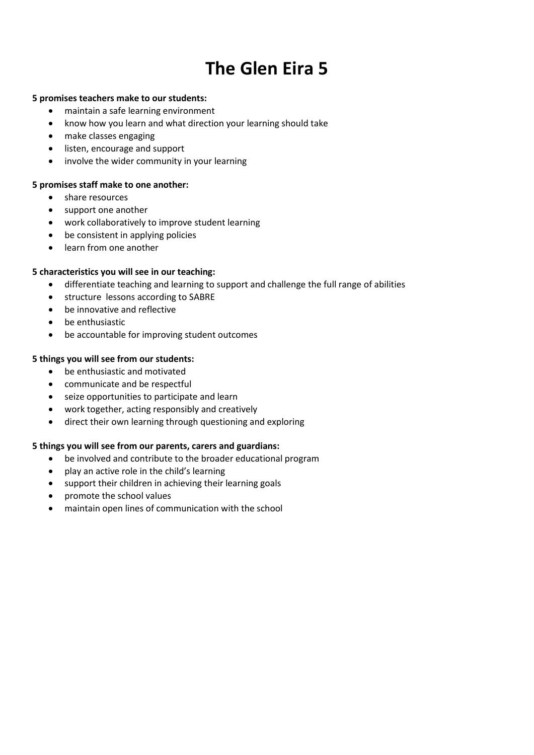# The Glen Eira 5

**5 promises teachers make to our students:**

- maintain a safe learning environment
- know how you learn and what direction your learning should take
- make classes engaging
- listen, encourage and support
- involve the wider community in your learning

**5 promises staff make to one another:**

- share resources
- support one another
- work collaboratively to improve student learning
- be consistent in applying policies
- learn from one another

**5 characteristics you will see in our teaching:**

- differentiate teaching and learning to support and challenge the full range of abilities
- structure lessons according to SABRE
- be innovative and reflective
- be enthusiastic
- be accountable for improving student outcomes

**5 things you will see from our students:**

- be enthusiastic and motivated
- communicate and be respectful
- seize opportunities to participate and learn
- work together, acting responsibly and creatively
- direct their own learning through questioning and exploring

**5 things you will see from our parents, carers and guardians:**

- be involved and contribute to the broader educational program
- play an active role in the child's learning
- support their children in achieving their learning goals
- promote the school values
- maintain open lines of communication with the school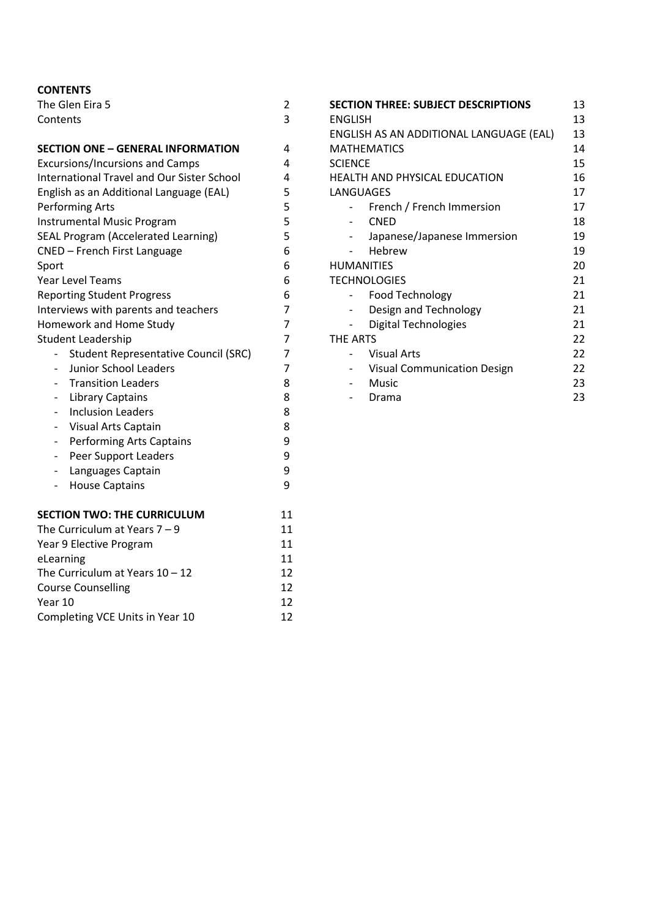**CONTENTS**

| | |
|---|---|
| The Glen Eira 5 | 2 |
| Contents | 3 |
| | |
| **SECTION ONE – GENERAL INFORMATION** | 4 |
| Excursions/Incursions and Camps | 4 |
| International Travel and Our Sister School | 4 |
| English as an Additional Language (EAL) | 5 |
| Performing Arts | 5 |
| Instrumental Music Program | 5 |
| SEAL Program (Accelerated Learning) | 5 |
| CNED – French First Language | 6 |
| Sport | 6 |
| Year Level Teams | 6 |
| Reporting Student Progress | 6 |
| Interviews with parents and teachers | 7 |
| Homework and Home Study | 7 |
| Student Leadership | 7 |
| - Student Representative Council (SRC) | 7 |
| - Junior School Leaders | 7 |
| - Transition Leaders | 8 |
| - Library Captains | 8 |
| - Inclusion Leaders | 8 |
| - Visual Arts Captain | 8 |
| - Performing Arts Captains | 9 |
| - Peer Support Leaders | 9 |
| - Languages Captain | 9 |
| - House Captains | 9 |
| | |
| **SECTION TWO: THE CURRICULUM** | 11 |
| The Curriculum at Years 7 – 9 | 11 |
| Year 9 Elective Program | 11 |
| eLearning | 11 |
| The Curriculum at Years 10 – 12 | 12 |
| Course Counselling | 12 |
| Year 10 | 12 |
| Completing VCE Units in Year 10 | 12 |
| | |
| **SECTION THREE: SUBJECT DESCRIPTIONS** | 13 |
| ENGLISH | 13 |
| ENGLISH AS AN ADDITIONAL LANGUAGE (EAL) | 13 |
| MATHEMATICS | 14 |
| SCIENCE | 15 |
| HEALTH AND PHYSICAL EDUCATION | 16 |
| LANGUAGES | 17 |
| - French / French Immersion | 17 |
| - CNED | 18 |
| - Japanese/Japanese Immersion | 19 |
| - Hebrew | 19 |
| HUMANITIES | 20 |
| TECHNOLOGIES | 21 |
| - Food Technology | 21 |
| - Design and Technology | 21 |
| - Digital Technologies | 21 |
| THE ARTS | 22 |
| - Visual Arts | 22 |
| - Visual Communication Design | 22 |
| - Music | 23 |
| - Drama | 23 |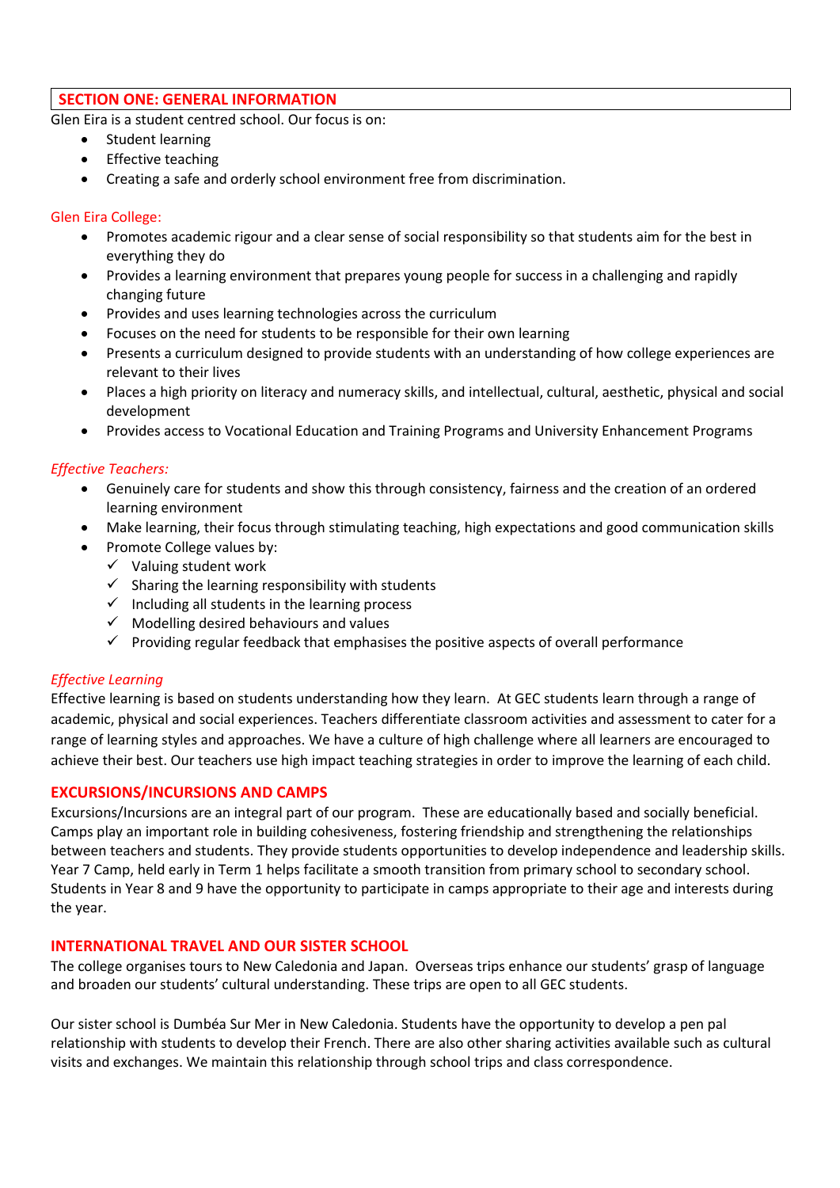## SECTION ONE: GENERAL INFORMATION

Glen Eira is a student centred school. Our focus is on:

- Student learning
- Effective teaching
- Creating a safe and orderly school environment free from discrimination.

### Glen Eira College:

- Promotes academic rigour and a clear sense of social responsibility so that students aim for the best in everything they do
- Provides a learning environment that prepares young people for success in a challenging and rapidly changing future
- Provides and uses learning technologies across the curriculum
- Focuses on the need for students to be responsible for their own learning
- Presents a curriculum designed to provide students with an understanding of how college experiences are relevant to their lives
- Places a high priority on literacy and numeracy skills, and intellectual, cultural, aesthetic, physical and social development
- Provides access to Vocational Education and Training Programs and University Enhancement Programs

### *Effective Teachers:*

- Genuinely care for students and show this through consistency, fairness and the creation of an ordered learning environment
- Make learning, their focus through stimulating teaching, high expectations and good communication skills
- Promote College values by:
  - ✓ Valuing student work
  - ✓ Sharing the learning responsibility with students
  - ✓ Including all students in the learning process
  - ✓ Modelling desired behaviours and values
  - ✓ Providing regular feedback that emphasises the positive aspects of overall performance

### *Effective Learning*

Effective learning is based on students understanding how they learn. At GEC students learn through a range of academic, physical and social experiences. Teachers differentiate classroom activities and assessment to cater for a range of learning styles and approaches. We have a culture of high challenge where all learners are encouraged to achieve their best. Our teachers use high impact teaching strategies in order to improve the learning of each child.

## EXCURSIONS/INCURSIONS AND CAMPS

Excursions/Incursions are an integral part of our program. These are educationally based and socially beneficial. Camps play an important role in building cohesiveness, fostering friendship and strengthening the relationships between teachers and students. They provide students opportunities to develop independence and leadership skills. Year 7 Camp, held early in Term 1 helps facilitate a smooth transition from primary school to secondary school. Students in Year 8 and 9 have the opportunity to participate in camps appropriate to their age and interests during the year.

## INTERNATIONAL TRAVEL AND OUR SISTER SCHOOL

The college organises tours to New Caledonia and Japan. Overseas trips enhance our students' grasp of language and broaden our students' cultural understanding. These trips are open to all GEC students.

Our sister school is Dumbéa Sur Mer in New Caledonia. Students have the opportunity to develop a pen pal relationship with students to develop their French. There are also other sharing activities available such as cultural visits and exchanges. We maintain this relationship through school trips and class correspondence.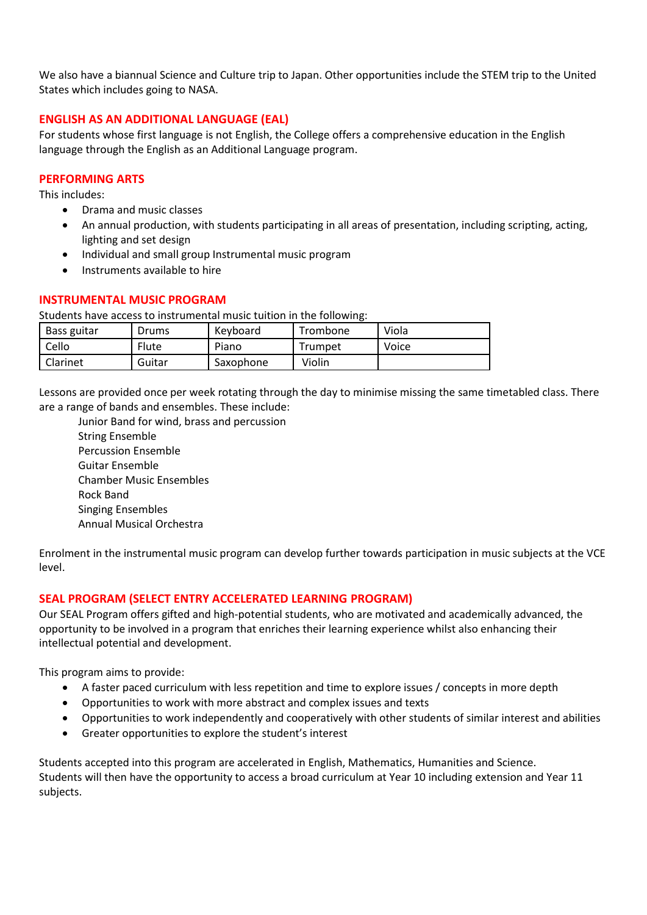We also have a biannual Science and Culture trip to Japan. Other opportunities include the STEM trip to the United States which includes going to NASA.

## ENGLISH AS AN ADDITIONAL LANGUAGE (EAL)

For students whose first language is not English, the College offers a comprehensive education in the English language through the English as an Additional Language program.

## PERFORMING ARTS

This includes:

- Drama and music classes
- An annual production, with students participating in all areas of presentation, including scripting, acting, lighting and set design
- Individual and small group Instrumental music program
- Instruments available to hire

## INSTRUMENTAL MUSIC PROGRAM

Students have access to instrumental music tuition in the following:

| Bass guitar | Drums | Keyboard | Trombone | Viola |
|---|---|---|---|---|
| Cello | Flute | Piano | Trumpet | Voice |
| Clarinet | Guitar | Saxophone | Violin | |

Lessons are provided once per week rotating through the day to minimise missing the same timetabled class. There are a range of bands and ensembles. These include:

Junior Band for wind, brass and percussion
String Ensemble
Percussion Ensemble
Guitar Ensemble
Chamber Music Ensembles
Rock Band
Singing Ensembles
Annual Musical Orchestra

Enrolment in the instrumental music program can develop further towards participation in music subjects at the VCE level.

## SEAL PROGRAM (SELECT ENTRY ACCELERATED LEARNING PROGRAM)

Our SEAL Program offers gifted and high-potential students, who are motivated and academically advanced, the opportunity to be involved in a program that enriches their learning experience whilst also enhancing their intellectual potential and development.

This program aims to provide:

- A faster paced curriculum with less repetition and time to explore issues / concepts in more depth
- Opportunities to work with more abstract and complex issues and texts
- Opportunities to work independently and cooperatively with other students of similar interest and abilities
- Greater opportunities to explore the student's interest

Students accepted into this program are accelerated in English, Mathematics, Humanities and Science.
Students will then have the opportunity to access a broad curriculum at Year 10 including extension and Year 11 subjects.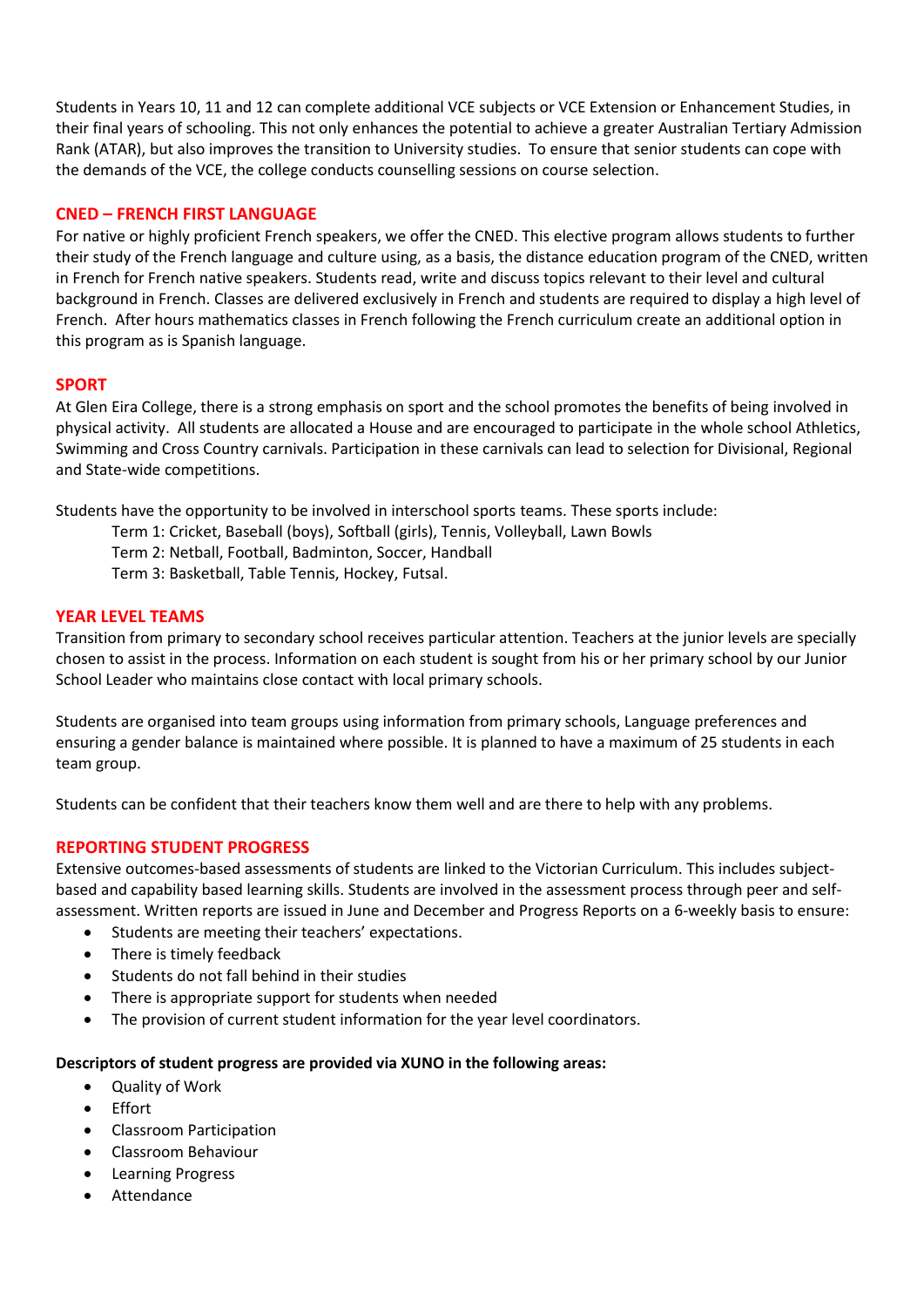Students in Years 10, 11 and 12 can complete additional VCE subjects or VCE Extension or Enhancement Studies, in their final years of schooling. This not only enhances the potential to achieve a greater Australian Tertiary Admission Rank (ATAR), but also improves the transition to University studies. To ensure that senior students can cope with the demands of the VCE, the college conducts counselling sessions on course selection.

## CNED – FRENCH FIRST LANGUAGE

For native or highly proficient French speakers, we offer the CNED. This elective program allows students to further their study of the French language and culture using, as a basis, the distance education program of the CNED, written in French for French native speakers. Students read, write and discuss topics relevant to their level and cultural background in French. Classes are delivered exclusively in French and students are required to display a high level of French. After hours mathematics classes in French following the French curriculum create an additional option in this program as is Spanish language.

## SPORT

At Glen Eira College, there is a strong emphasis on sport and the school promotes the benefits of being involved in physical activity. All students are allocated a House and are encouraged to participate in the whole school Athletics, Swimming and Cross Country carnivals. Participation in these carnivals can lead to selection for Divisional, Regional and State-wide competitions.

Students have the opportunity to be involved in interschool sports teams. These sports include:

Term 1: Cricket, Baseball (boys), Softball (girls), Tennis, Volleyball, Lawn Bowls
Term 2: Netball, Football, Badminton, Soccer, Handball
Term 3: Basketball, Table Tennis, Hockey, Futsal.

## YEAR LEVEL TEAMS

Transition from primary to secondary school receives particular attention. Teachers at the junior levels are specially chosen to assist in the process. Information on each student is sought from his or her primary school by our Junior School Leader who maintains close contact with local primary schools.

Students are organised into team groups using information from primary schools, Language preferences and ensuring a gender balance is maintained where possible. It is planned to have a maximum of 25 students in each team group.

Students can be confident that their teachers know them well and are there to help with any problems.

## REPORTING STUDENT PROGRESS

Extensive outcomes-based assessments of students are linked to the Victorian Curriculum. This includes subject-based and capability based learning skills. Students are involved in the assessment process through peer and self-assessment. Written reports are issued in June and December and Progress Reports on a 6-weekly basis to ensure:

- Students are meeting their teachers' expectations.
- There is timely feedback
- Students do not fall behind in their studies
- There is appropriate support for students when needed
- The provision of current student information for the year level coordinators.

**Descriptors of student progress are provided via XUNO in the following areas:**

- Quality of Work
- Effort
- Classroom Participation
- Classroom Behaviour
- Learning Progress
- Attendance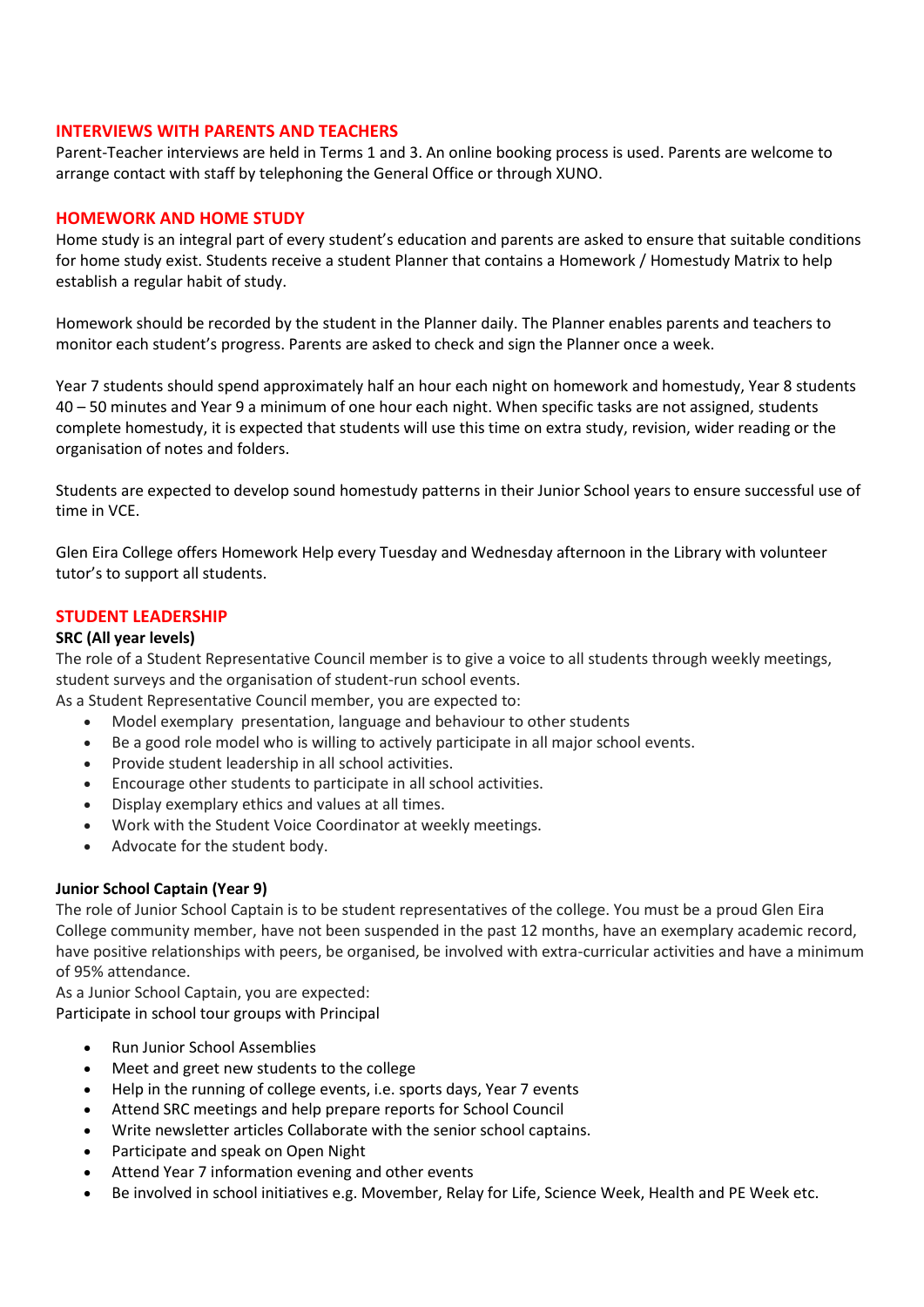## INTERVIEWS WITH PARENTS AND TEACHERS

Parent-Teacher interviews are held in Terms 1 and 3. An online booking process is used. Parents are welcome to arrange contact with staff by telephoning the General Office or through XUNO.

## HOMEWORK AND HOME STUDY

Home study is an integral part of every student's education and parents are asked to ensure that suitable conditions for home study exist. Students receive a student Planner that contains a Homework / Homestudy Matrix to help establish a regular habit of study.

Homework should be recorded by the student in the Planner daily. The Planner enables parents and teachers to monitor each student's progress. Parents are asked to check and sign the Planner once a week.

Year 7 students should spend approximately half an hour each night on homework and homestudy, Year 8 students 40 – 50 minutes and Year 9 a minimum of one hour each night. When specific tasks are not assigned, students complete homestudy, it is expected that students will use this time on extra study, revision, wider reading or the organisation of notes and folders.

Students are expected to develop sound homestudy patterns in their Junior School years to ensure successful use of time in VCE.

Glen Eira College offers Homework Help every Tuesday and Wednesday afternoon in the Library with volunteer tutor's to support all students.

## STUDENT LEADERSHIP

**SRC (All year levels)**

The role of a Student Representative Council member is to give a voice to all students through weekly meetings, student surveys and the organisation of student-run school events.

As a Student Representative Council member, you are expected to:

- Model exemplary presentation, language and behaviour to other students
- Be a good role model who is willing to actively participate in all major school events.
- Provide student leadership in all school activities.
- Encourage other students to participate in all school activities.
- Display exemplary ethics and values at all times.
- Work with the Student Voice Coordinator at weekly meetings.
- Advocate for the student body.

**Junior School Captain (Year 9)**

The role of Junior School Captain is to be student representatives of the college. You must be a proud Glen Eira College community member, have not been suspended in the past 12 months, have an exemplary academic record, have positive relationships with peers, be organised, be involved with extra-curricular activities and have a minimum of 95% attendance.

As a Junior School Captain, you are expected:

Participate in school tour groups with Principal

- Run Junior School Assemblies
- Meet and greet new students to the college
- Help in the running of college events, i.e. sports days, Year 7 events
- Attend SRC meetings and help prepare reports for School Council
- Write newsletter articles Collaborate with the senior school captains.
- Participate and speak on Open Night
- Attend Year 7 information evening and other events
- Be involved in school initiatives e.g. Movember, Relay for Life, Science Week, Health and PE Week etc.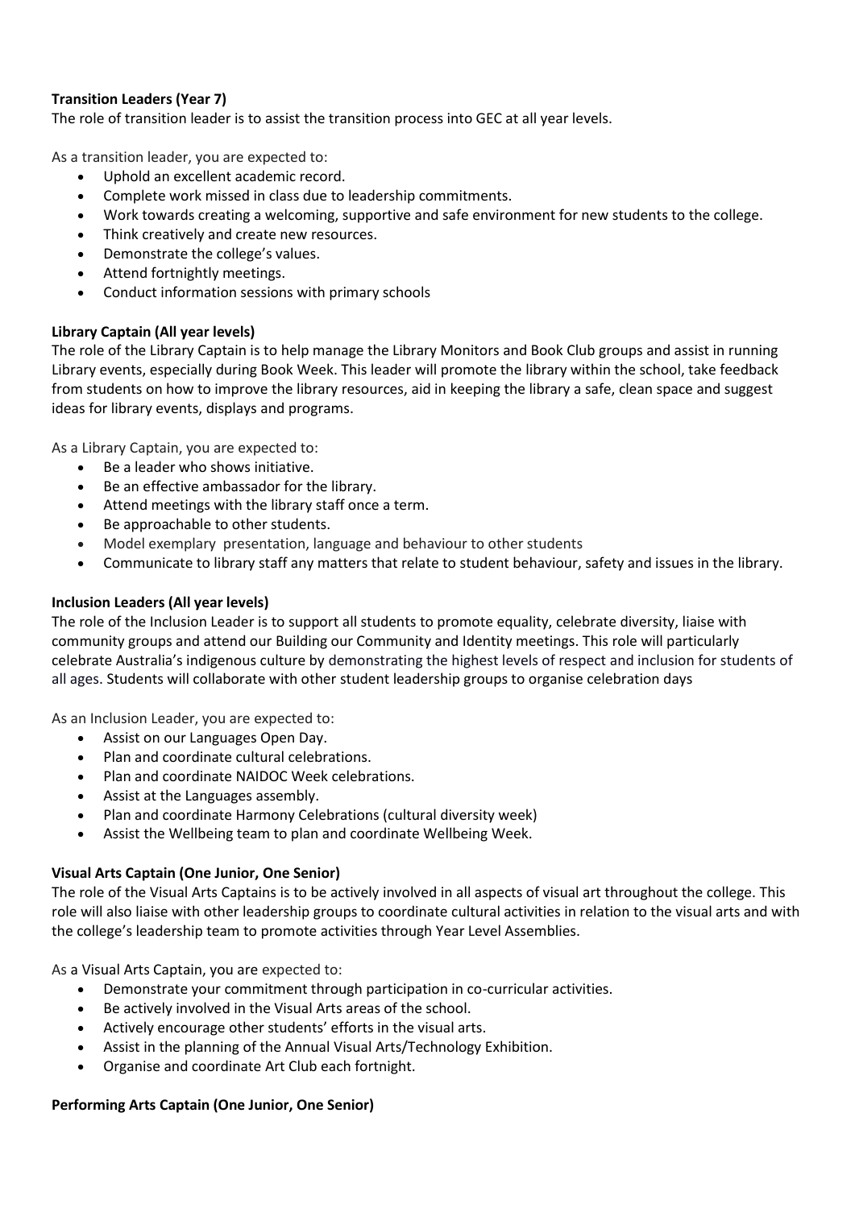**Transition Leaders (Year 7)**

The role of transition leader is to assist the transition process into GEC at all year levels.

As a transition leader, you are expected to:

- Uphold an excellent academic record.
- Complete work missed in class due to leadership commitments.
- Work towards creating a welcoming, supportive and safe environment for new students to the college.
- Think creatively and create new resources.
- Demonstrate the college's values.
- Attend fortnightly meetings.
- Conduct information sessions with primary schools

**Library Captain (All year levels)**

The role of the Library Captain is to help manage the Library Monitors and Book Club groups and assist in running Library events, especially during Book Week. This leader will promote the library within the school, take feedback from students on how to improve the library resources, aid in keeping the library a safe, clean space and suggest ideas for library events, displays and programs.

As a Library Captain, you are expected to:

- Be a leader who shows initiative.
- Be an effective ambassador for the library.
- Attend meetings with the library staff once a term.
- Be approachable to other students.
- Model exemplary presentation, language and behaviour to other students
- Communicate to library staff any matters that relate to student behaviour, safety and issues in the library.

**Inclusion Leaders (All year levels)**

The role of the Inclusion Leader is to support all students to promote equality, celebrate diversity, liaise with community groups and attend our Building our Community and Identity meetings. This role will particularly celebrate Australia's indigenous culture by demonstrating the highest levels of respect and inclusion for students of all ages. Students will collaborate with other student leadership groups to organise celebration days

As an Inclusion Leader, you are expected to:

- Assist on our Languages Open Day.
- Plan and coordinate cultural celebrations.
- Plan and coordinate NAIDOC Week celebrations.
- Assist at the Languages assembly.
- Plan and coordinate Harmony Celebrations (cultural diversity week)
- Assist the Wellbeing team to plan and coordinate Wellbeing Week.

**Visual Arts Captain (One Junior, One Senior)**

The role of the Visual Arts Captains is to be actively involved in all aspects of visual art throughout the college. This role will also liaise with other leadership groups to coordinate cultural activities in relation to the visual arts and with the college's leadership team to promote activities through Year Level Assemblies.

As a Visual Arts Captain, you are expected to:

- Demonstrate your commitment through participation in co-curricular activities.
- Be actively involved in the Visual Arts areas of the school.
- Actively encourage other students' efforts in the visual arts.
- Assist in the planning of the Annual Visual Arts/Technology Exhibition.
- Organise and coordinate Art Club each fortnight.

**Performing Arts Captain (One Junior, One Senior)**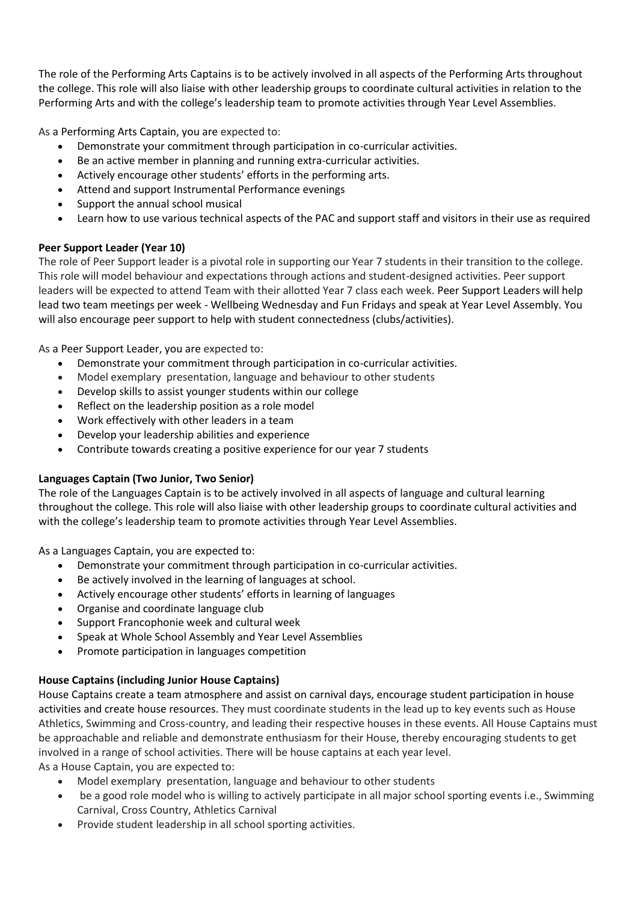The role of the Performing Arts Captains is to be actively involved in all aspects of the Performing Arts throughout the college. This role will also liaise with other leadership groups to coordinate cultural activities in relation to the Performing Arts and with the college's leadership team to promote activities through Year Level Assemblies.

As a Performing Arts Captain, you are expected to:

- Demonstrate your commitment through participation in co-curricular activities.
- Be an active member in planning and running extra-curricular activities.
- Actively encourage other students' efforts in the performing arts.
- Attend and support Instrumental Performance evenings
- Support the annual school musical
- Learn how to use various technical aspects of the PAC and support staff and visitors in their use as required

**Peer Support Leader (Year 10)**

The role of Peer Support leader is a pivotal role in supporting our Year 7 students in their transition to the college. This role will model behaviour and expectations through actions and student-designed activities. Peer support leaders will be expected to attend Team with their allotted Year 7 class each week. Peer Support Leaders will help lead two team meetings per week - Wellbeing Wednesday and Fun Fridays and speak at Year Level Assembly. You will also encourage peer support to help with student connectedness (clubs/activities).

As a Peer Support Leader, you are expected to:

- Demonstrate your commitment through participation in co-curricular activities.
- Model exemplary presentation, language and behaviour to other students
- Develop skills to assist younger students within our college
- Reflect on the leadership position as a role model
- Work effectively with other leaders in a team
- Develop your leadership abilities and experience
- Contribute towards creating a positive experience for our year 7 students

**Languages Captain (Two Junior, Two Senior)**

The role of the Languages Captain is to be actively involved in all aspects of language and cultural learning throughout the college. This role will also liaise with other leadership groups to coordinate cultural activities and with the college's leadership team to promote activities through Year Level Assemblies.

As a Languages Captain, you are expected to:

- Demonstrate your commitment through participation in co-curricular activities.
- Be actively involved in the learning of languages at school.
- Actively encourage other students' efforts in learning of languages
- Organise and coordinate language club
- Support Francophonie week and cultural week
- Speak at Whole School Assembly and Year Level Assemblies
- Promote participation in languages competition

**House Captains (including Junior House Captains)**

House Captains create a team atmosphere and assist on carnival days, encourage student participation in house activities and create house resources. They must coordinate students in the lead up to key events such as House Athletics, Swimming and Cross-country, and leading their respective houses in these events. All House Captains must be approachable and reliable and demonstrate enthusiasm for their House, thereby encouraging students to get involved in a range of school activities. There will be house captains at each year level.

As a House Captain, you are expected to:

- Model exemplary presentation, language and behaviour to other students
- be a good role model who is willing to actively participate in all major school sporting events i.e., Swimming Carnival, Cross Country, Athletics Carnival
- Provide student leadership in all school sporting activities.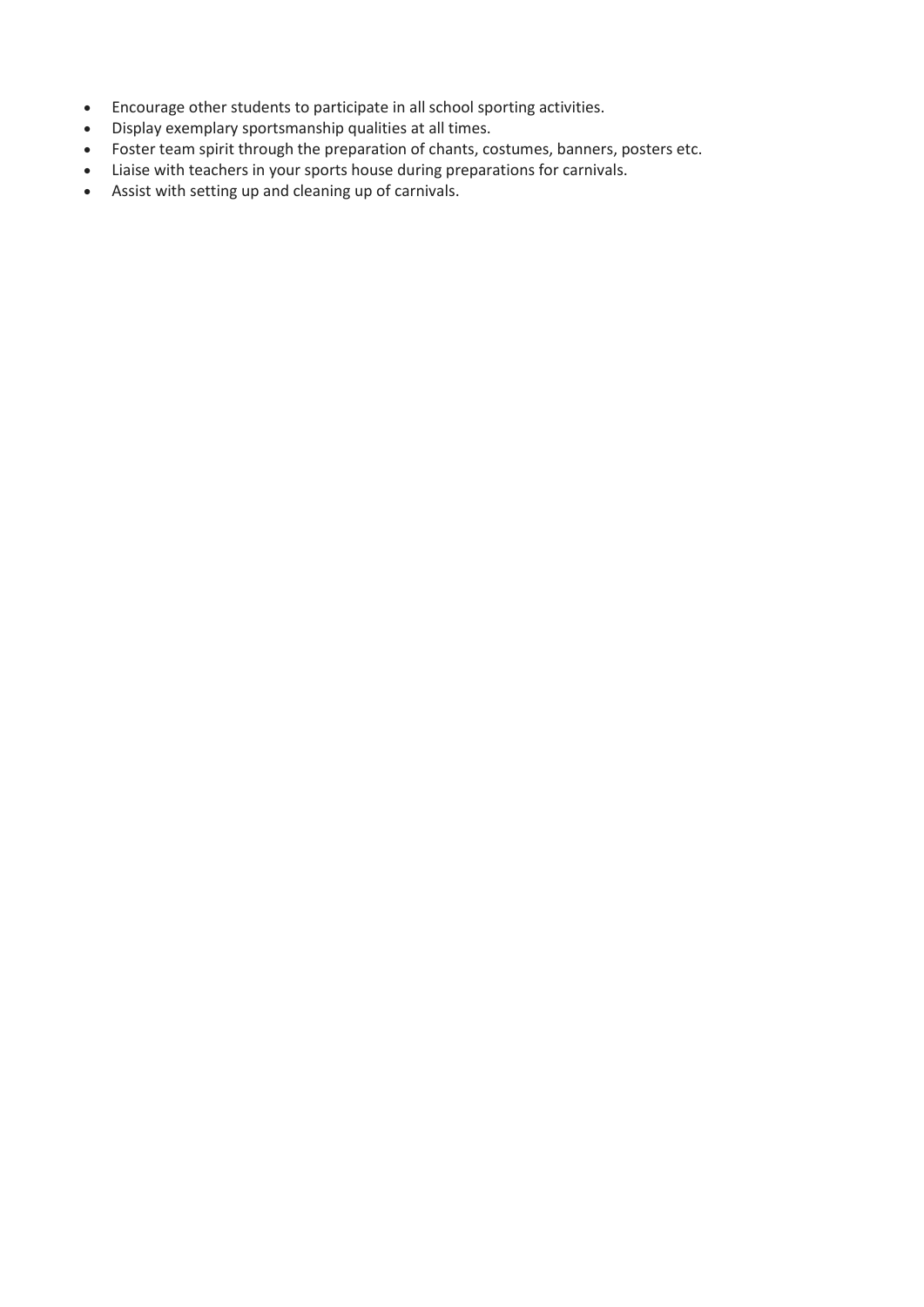- Encourage other students to participate in all school sporting activities.
- Display exemplary sportsmanship qualities at all times.
- Foster team spirit through the preparation of chants, costumes, banners, posters etc.
- Liaise with teachers in your sports house during preparations for carnivals.
- Assist with setting up and cleaning up of carnivals.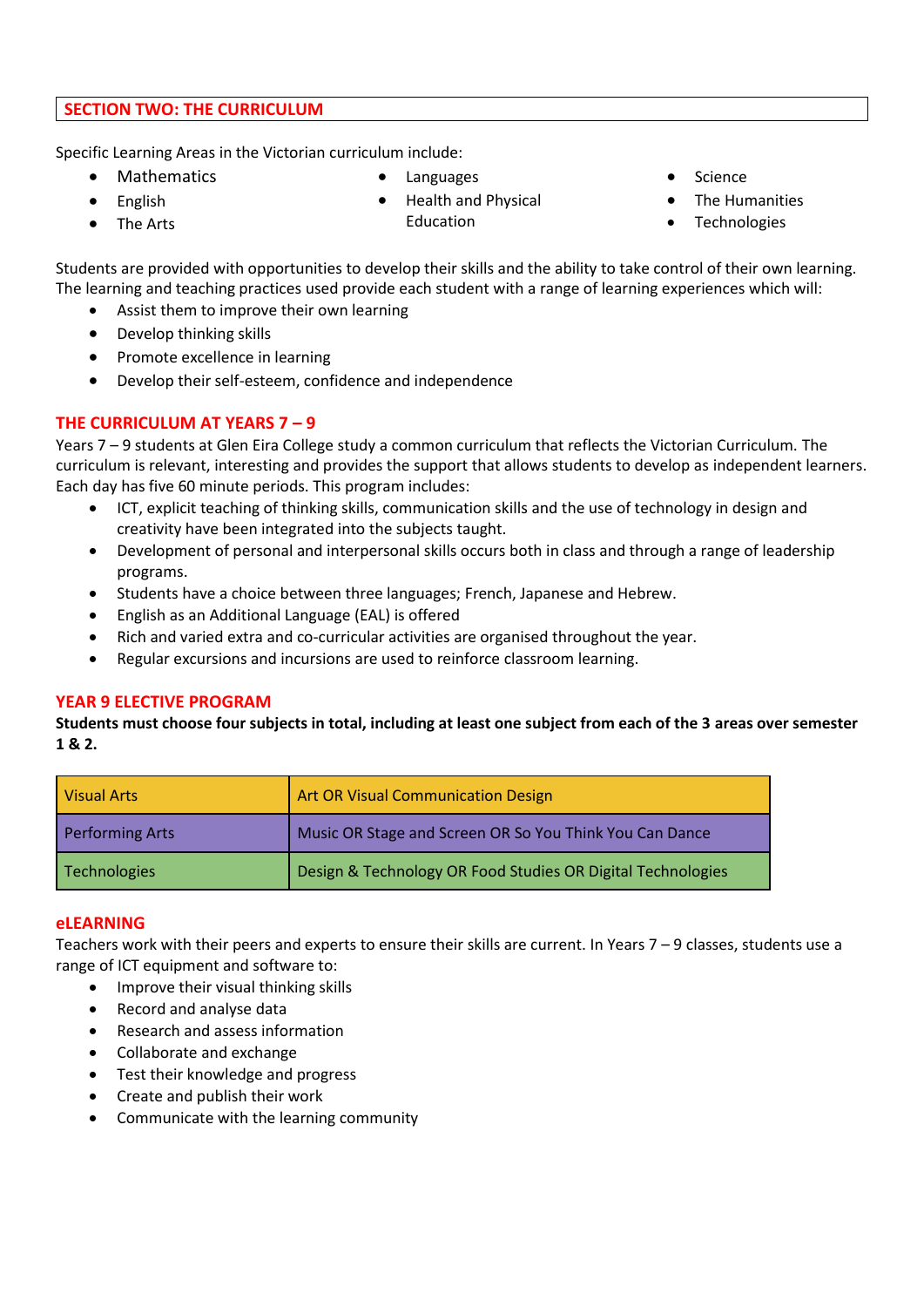## SECTION TWO: THE CURRICULUM

Specific Learning Areas in the Victorian curriculum include:

- Mathematics
- English
- The Arts
- Languages
- Health and Physical Education
- Science
- The Humanities
- Technologies

Students are provided with opportunities to develop their skills and the ability to take control of their own learning. The learning and teaching practices used provide each student with a range of learning experiences which will:

- Assist them to improve their own learning
- Develop thinking skills
- Promote excellence in learning
- Develop their self-esteem, confidence and independence

### THE CURRICULUM AT YEARS 7 – 9

Years 7 – 9 students at Glen Eira College study a common curriculum that reflects the Victorian Curriculum. The curriculum is relevant, interesting and provides the support that allows students to develop as independent learners. Each day has five 60 minute periods. This program includes:

- ICT, explicit teaching of thinking skills, communication skills and the use of technology in design and creativity have been integrated into the subjects taught.
- Development of personal and interpersonal skills occurs both in class and through a range of leadership programs.
- Students have a choice between three languages; French, Japanese and Hebrew.
- English as an Additional Language (EAL) is offered
- Rich and varied extra and co-curricular activities are organised throughout the year.
- Regular excursions and incursions are used to reinforce classroom learning.

### YEAR 9 ELECTIVE PROGRAM

**Students must choose four subjects in total, including at least one subject from each of the 3 areas over semester 1 & 2.**

| Area | Subjects |
|---|---|
| Visual Arts | Art OR Visual Communication Design |
| Performing Arts | Music OR Stage and Screen OR So You Think You Can Dance |
| Technologies | Design & Technology OR Food Studies OR Digital Technologies |

### eLEARNING

Teachers work with their peers and experts to ensure their skills are current. In Years 7 – 9 classes, students use a range of ICT equipment and software to:

- Improve their visual thinking skills
- Record and analyse data
- Research and assess information
- Collaborate and exchange
- Test their knowledge and progress
- Create and publish their work
- Communicate with the learning community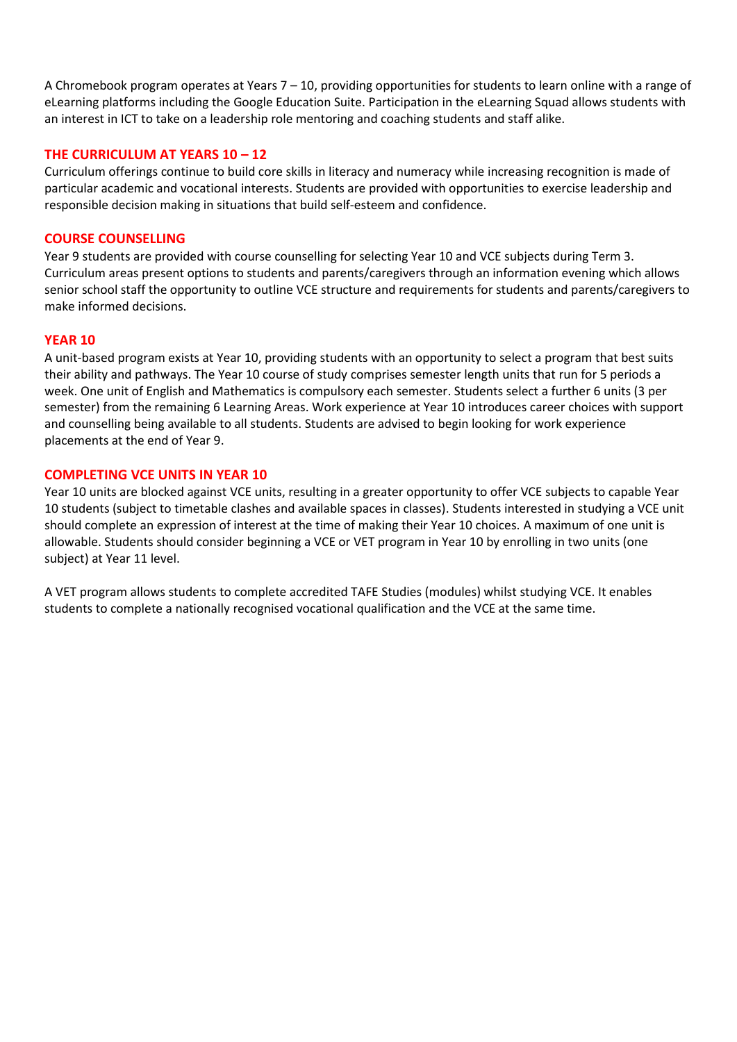A Chromebook program operates at Years 7 – 10, providing opportunities for students to learn online with a range of eLearning platforms including the Google Education Suite. Participation in the eLearning Squad allows students with an interest in ICT to take on a leadership role mentoring and coaching students and staff alike.

## THE CURRICULUM AT YEARS 10 – 12

Curriculum offerings continue to build core skills in literacy and numeracy while increasing recognition is made of particular academic and vocational interests. Students are provided with opportunities to exercise leadership and responsible decision making in situations that build self-esteem and confidence.

## COURSE COUNSELLING

Year 9 students are provided with course counselling for selecting Year 10 and VCE subjects during Term 3. Curriculum areas present options to students and parents/caregivers through an information evening which allows senior school staff the opportunity to outline VCE structure and requirements for students and parents/caregivers to make informed decisions.

## YEAR 10

A unit-based program exists at Year 10, providing students with an opportunity to select a program that best suits their ability and pathways. The Year 10 course of study comprises semester length units that run for 5 periods a week. One unit of English and Mathematics is compulsory each semester. Students select a further 6 units (3 per semester) from the remaining 6 Learning Areas. Work experience at Year 10 introduces career choices with support and counselling being available to all students. Students are advised to begin looking for work experience placements at the end of Year 9.

## COMPLETING VCE UNITS IN YEAR 10

Year 10 units are blocked against VCE units, resulting in a greater opportunity to offer VCE subjects to capable Year 10 students (subject to timetable clashes and available spaces in classes). Students interested in studying a VCE unit should complete an expression of interest at the time of making their Year 10 choices. A maximum of one unit is allowable. Students should consider beginning a VCE or VET program in Year 10 by enrolling in two units (one subject) at Year 11 level.

A VET program allows students to complete accredited TAFE Studies (modules) whilst studying VCE. It enables students to complete a nationally recognised vocational qualification and the VCE at the same time.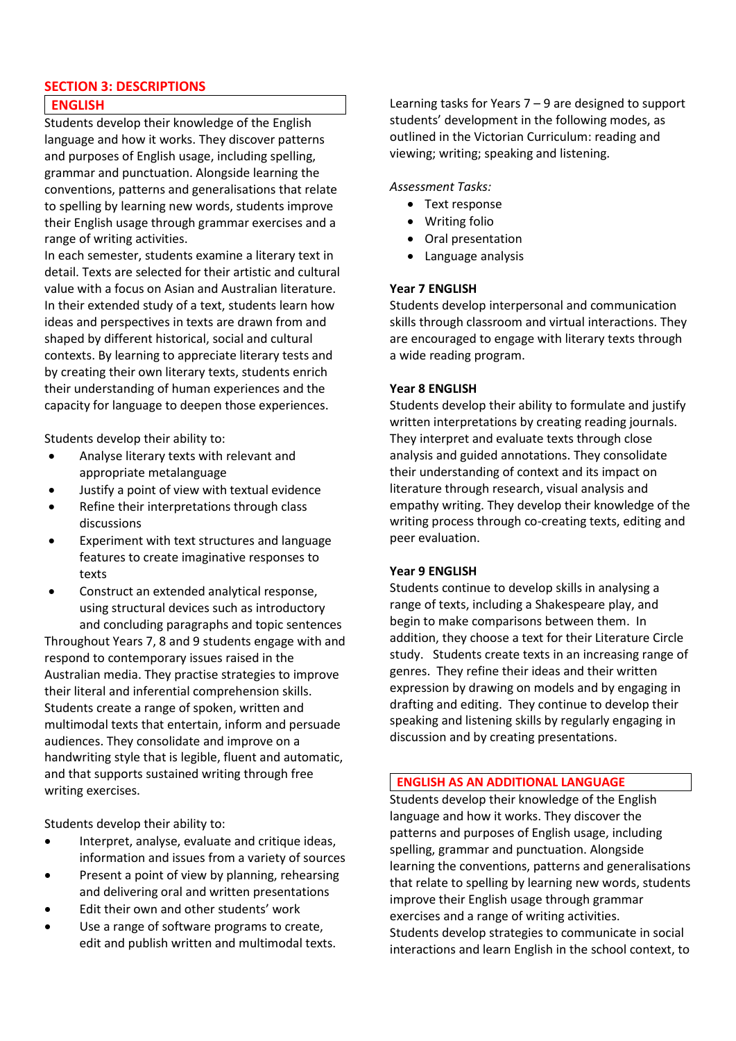## SECTION 3: DESCRIPTIONS

### ENGLISH

Students develop their knowledge of the English language and how it works. They discover patterns and purposes of English usage, including spelling, grammar and punctuation. Alongside learning the conventions, patterns and generalisations that relate to spelling by learning new words, students improve their English usage through grammar exercises and a range of writing activities.

In each semester, students examine a literary text in detail. Texts are selected for their artistic and cultural value with a focus on Asian and Australian literature. In their extended study of a text, students learn how ideas and perspectives in texts are drawn from and shaped by different historical, social and cultural contexts. By learning to appreciate literary tests and by creating their own literary texts, students enrich their understanding of human experiences and the capacity for language to deepen those experiences.

Students develop their ability to:

- Analyse literary texts with relevant and appropriate metalanguage
- Justify a point of view with textual evidence
- Refine their interpretations through class discussions
- Experiment with text structures and language features to create imaginative responses to texts
- Construct an extended analytical response, using structural devices such as introductory and concluding paragraphs and topic sentences

Throughout Years 7, 8 and 9 students engage with and respond to contemporary issues raised in the Australian media. They practise strategies to improve their literal and inferential comprehension skills. Students create a range of spoken, written and multimodal texts that entertain, inform and persuade audiences. They consolidate and improve on a handwriting style that is legible, fluent and automatic, and that supports sustained writing through free writing exercises.

Students develop their ability to:

- Interpret, analyse, evaluate and critique ideas, information and issues from a variety of sources
- Present a point of view by planning, rehearsing and delivering oral and written presentations
- Edit their own and other students' work
- Use a range of software programs to create, edit and publish written and multimodal texts.

Learning tasks for Years 7 – 9 are designed to support students' development in the following modes, as outlined in the Victorian Curriculum: reading and viewing; writing; speaking and listening.

*Assessment Tasks:*

- Text response
- Writing folio
- Oral presentation
- Language analysis

#### Year 7 ENGLISH

Students develop interpersonal and communication skills through classroom and virtual interactions. They are encouraged to engage with literary texts through a wide reading program.

#### Year 8 ENGLISH

Students develop their ability to formulate and justify written interpretations by creating reading journals. They interpret and evaluate texts through close analysis and guided annotations. They consolidate their understanding of context and its impact on literature through research, visual analysis and empathy writing. They develop their knowledge of the writing process through co-creating texts, editing and peer evaluation.

#### Year 9 ENGLISH

Students continue to develop skills in analysing a range of texts, including a Shakespeare play, and begin to make comparisons between them. In addition, they choose a text for their Literature Circle study. Students create texts in an increasing range of genres. They refine their ideas and their written expression by drawing on models and by engaging in drafting and editing. They continue to develop their speaking and listening skills by regularly engaging in discussion and by creating presentations.

### ENGLISH AS AN ADDITIONAL LANGUAGE

Students develop their knowledge of the English language and how it works. They discover the patterns and purposes of English usage, including spelling, grammar and punctuation. Alongside learning the conventions, patterns and generalisations that relate to spelling by learning new words, students improve their English usage through grammar exercises and a range of writing activities.

Students develop strategies to communicate in social interactions and learn English in the school context, to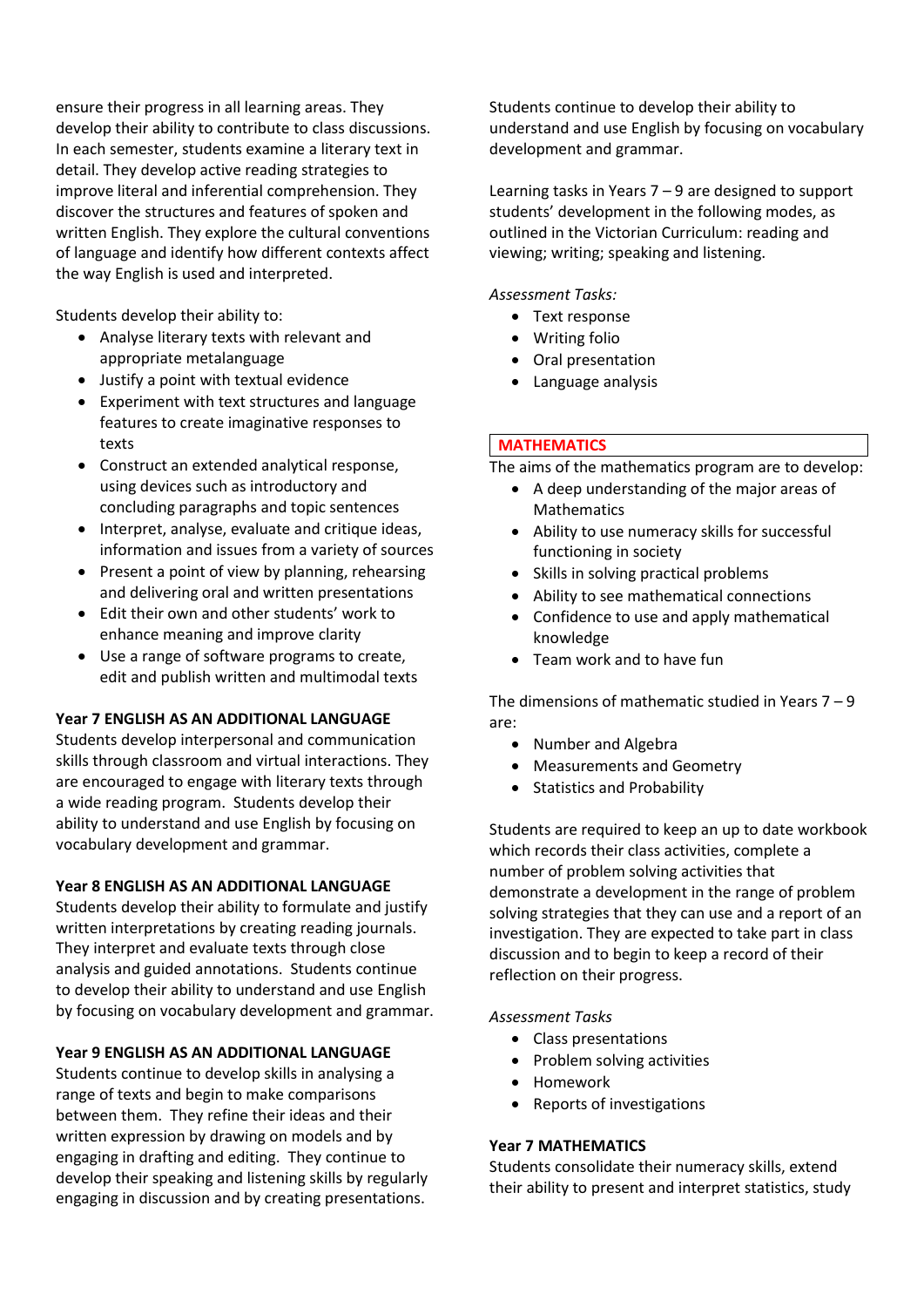ensure their progress in all learning areas. They develop their ability to contribute to class discussions. In each semester, students examine a literary text in detail. They develop active reading strategies to improve literal and inferential comprehension. They discover the structures and features of spoken and written English. They explore the cultural conventions of language and identify how different contexts affect the way English is used and interpreted.

Students develop their ability to:

- Analyse literary texts with relevant and appropriate metalanguage
- Justify a point with textual evidence
- Experiment with text structures and language features to create imaginative responses to texts
- Construct an extended analytical response, using devices such as introductory and concluding paragraphs and topic sentences
- Interpret, analyse, evaluate and critique ideas, information and issues from a variety of sources
- Present a point of view by planning, rehearsing and delivering oral and written presentations
- Edit their own and other students' work to enhance meaning and improve clarity
- Use a range of software programs to create, edit and publish written and multimodal texts

**Year 7 ENGLISH AS AN ADDITIONAL LANGUAGE**

Students develop interpersonal and communication skills through classroom and virtual interactions. They are encouraged to engage with literary texts through a wide reading program. Students develop their ability to understand and use English by focusing on vocabulary development and grammar.

**Year 8 ENGLISH AS AN ADDITIONAL LANGUAGE**

Students develop their ability to formulate and justify written interpretations by creating reading journals. They interpret and evaluate texts through close analysis and guided annotations. Students continue to develop their ability to understand and use English by focusing on vocabulary development and grammar.

**Year 9 ENGLISH AS AN ADDITIONAL LANGUAGE**

Students continue to develop skills in analysing a range of texts and begin to make comparisons between them. They refine their ideas and their written expression by drawing on models and by engaging in drafting and editing. They continue to develop their speaking and listening skills by regularly engaging in discussion and by creating presentations. Students continue to develop their ability to understand and use English by focusing on vocabulary development and grammar.

Learning tasks in Years 7 – 9 are designed to support students' development in the following modes, as outlined in the Victorian Curriculum: reading and viewing; writing; speaking and listening.

*Assessment Tasks:*

- Text response
- Writing folio
- Oral presentation
- Language analysis

## MATHEMATICS

The aims of the mathematics program are to develop:

- A deep understanding of the major areas of Mathematics
- Ability to use numeracy skills for successful functioning in society
- Skills in solving practical problems
- Ability to see mathematical connections
- Confidence to use and apply mathematical knowledge
- Team work and to have fun

The dimensions of mathematic studied in Years 7 – 9 are:

- Number and Algebra
- Measurements and Geometry
- Statistics and Probability

Students are required to keep an up to date workbook which records their class activities, complete a number of problem solving activities that demonstrate a development in the range of problem solving strategies that they can use and a report of an investigation. They are expected to take part in class discussion and to begin to keep a record of their reflection on their progress.

*Assessment Tasks*

- Class presentations
- Problem solving activities
- Homework
- Reports of investigations

**Year 7 MATHEMATICS**

Students consolidate their numeracy skills, extend their ability to present and interpret statistics, study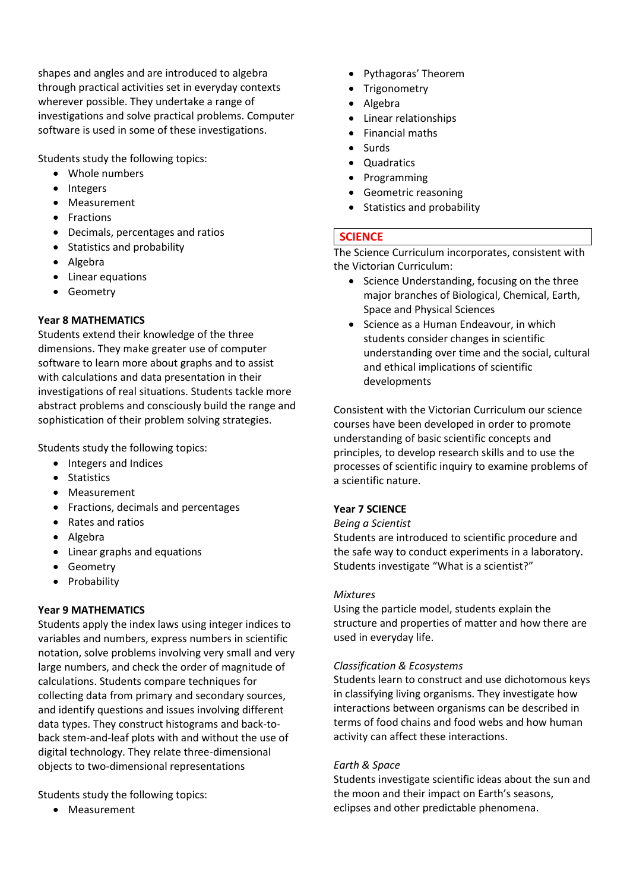shapes and angles and are introduced to algebra through practical activities set in everyday contexts wherever possible. They undertake a range of investigations and solve practical problems. Computer software is used in some of these investigations.

Students study the following topics:

- Whole numbers
- Integers
- Measurement
- Fractions
- Decimals, percentages and ratios
- Statistics and probability
- Algebra
- Linear equations
- Geometry

### Year 8 MATHEMATICS

Students extend their knowledge of the three dimensions. They make greater use of computer software to learn more about graphs and to assist with calculations and data presentation in their investigations of real situations. Students tackle more abstract problems and consciously build the range and sophistication of their problem solving strategies.

Students study the following topics:

- Integers and Indices
- Statistics
- Measurement
- Fractions, decimals and percentages
- Rates and ratios
- Algebra
- Linear graphs and equations
- Geometry
- Probability

### Year 9 MATHEMATICS

Students apply the index laws using integer indices to variables and numbers, express numbers in scientific notation, solve problems involving very small and very large numbers, and check the order of magnitude of calculations. Students compare techniques for collecting data from primary and secondary sources, and identify questions and issues involving different data types. They construct histograms and back-to-back stem-and-leaf plots with and without the use of digital technology. They relate three-dimensional objects to two-dimensional representations

Students study the following topics:

- Measurement
- Pythagoras' Theorem
- Trigonometry
- Algebra
- Linear relationships
- Financial maths
- Surds
- Quadratics
- Programming
- Geometric reasoning
- Statistics and probability

## SCIENCE

The Science Curriculum incorporates, consistent with the Victorian Curriculum:

- Science Understanding, focusing on the three major branches of Biological, Chemical, Earth, Space and Physical Sciences
- Science as a Human Endeavour, in which students consider changes in scientific understanding over time and the social, cultural and ethical implications of scientific developments

Consistent with the Victorian Curriculum our science courses have been developed in order to promote understanding of basic scientific concepts and principles, to develop research skills and to use the processes of scientific inquiry to examine problems of a scientific nature.

### Year 7 SCIENCE

*Being a Scientist*

Students are introduced to scientific procedure and the safe way to conduct experiments in a laboratory. Students investigate "What is a scientist?"

*Mixtures*

Using the particle model, students explain the structure and properties of matter and how there are used in everyday life.

*Classification & Ecosystems*

Students learn to construct and use dichotomous keys in classifying living organisms. They investigate how interactions between organisms can be described in terms of food chains and food webs and how human activity can affect these interactions.

*Earth & Space*

Students investigate scientific ideas about the sun and the moon and their impact on Earth's seasons, eclipses and other predictable phenomena.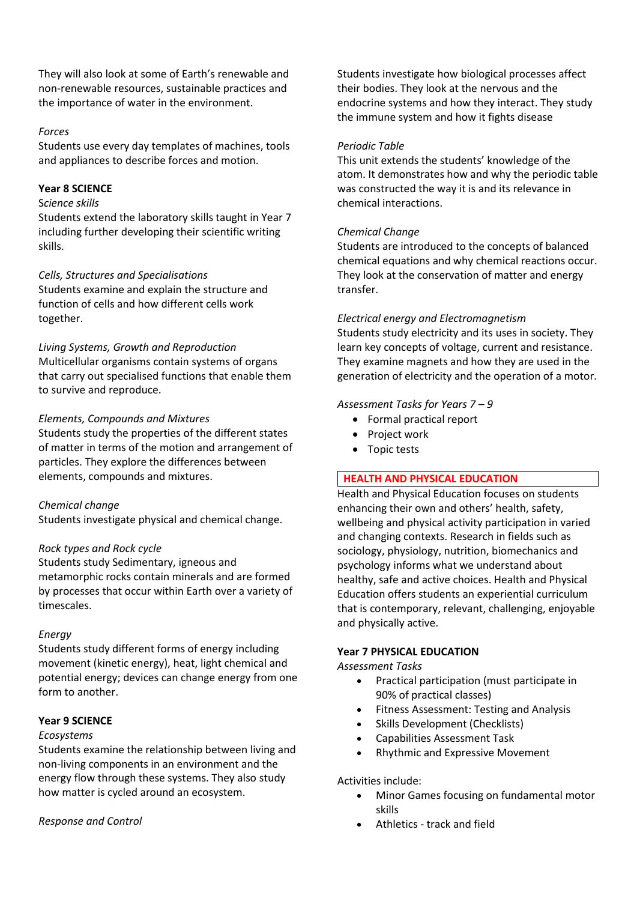They will also look at some of Earth's renewable and non-renewable resources, sustainable practices and the importance of water in the environment.

*Forces*
Students use every day templates of machines, tools and appliances to describe forces and motion.

**Year 8 SCIENCE**
*Science skills*
Students extend the laboratory skills taught in Year 7 including further developing their scientific writing skills.

*Cells, Structures and Specialisations*
Students examine and explain the structure and function of cells and how different cells work together.

*Living Systems, Growth and Reproduction*
Multicellular organisms contain systems of organs that carry out specialised functions that enable them to survive and reproduce.

*Elements, Compounds and Mixtures*
Students study the properties of the different states of matter in terms of the motion and arrangement of particles. They explore the differences between elements, compounds and mixtures.

*Chemical change*
Students investigate physical and chemical change.

*Rock types and Rock cycle*
Students study Sedimentary, igneous and metamorphic rocks contain minerals and are formed by processes that occur within Earth over a variety of timescales.

*Energy*
Students study different forms of energy including movement (kinetic energy), heat, light chemical and potential energy; devices can change energy from one form to another.

**Year 9 SCIENCE**
*Ecosystems*
Students examine the relationship between living and non-living components in an environment and the energy flow through these systems. They also study how matter is cycled around an ecosystem.

*Response and Control*
Students investigate how biological processes affect their bodies. They look at the nervous and the endocrine systems and how they interact. They study the immune system and how it fights disease

*Periodic Table*
This unit extends the students' knowledge of the atom. It demonstrates how and why the periodic table was constructed the way it is and its relevance in chemical interactions.

*Chemical Change*
Students are introduced to the concepts of balanced chemical equations and why chemical reactions occur. They look at the conservation of matter and energy transfer.

*Electrical energy and Electromagnetism*
Students study electricity and its uses in society. They learn key concepts of voltage, current and resistance. They examine magnets and how they are used in the generation of electricity and the operation of a motor.

*Assessment Tasks for Years 7 – 9*

- Formal practical report
- Project work
- Topic tests

## HEALTH AND PHYSICAL EDUCATION

Health and Physical Education focuses on students enhancing their own and others' health, safety, wellbeing and physical activity participation in varied and changing contexts. Research in fields such as sociology, physiology, nutrition, biomechanics and psychology informs what we understand about healthy, safe and active choices. Health and Physical Education offers students an experiential curriculum that is contemporary, relevant, challenging, enjoyable and physically active.

**Year 7 PHYSICAL EDUCATION**
*Assessment Tasks*

- Practical participation (must participate in 90% of practical classes)
- Fitness Assessment: Testing and Analysis
- Skills Development (Checklists)
- Capabilities Assessment Task
- Rhythmic and Expressive Movement

Activities include:

- Minor Games focusing on fundamental motor skills
- Athletics - track and field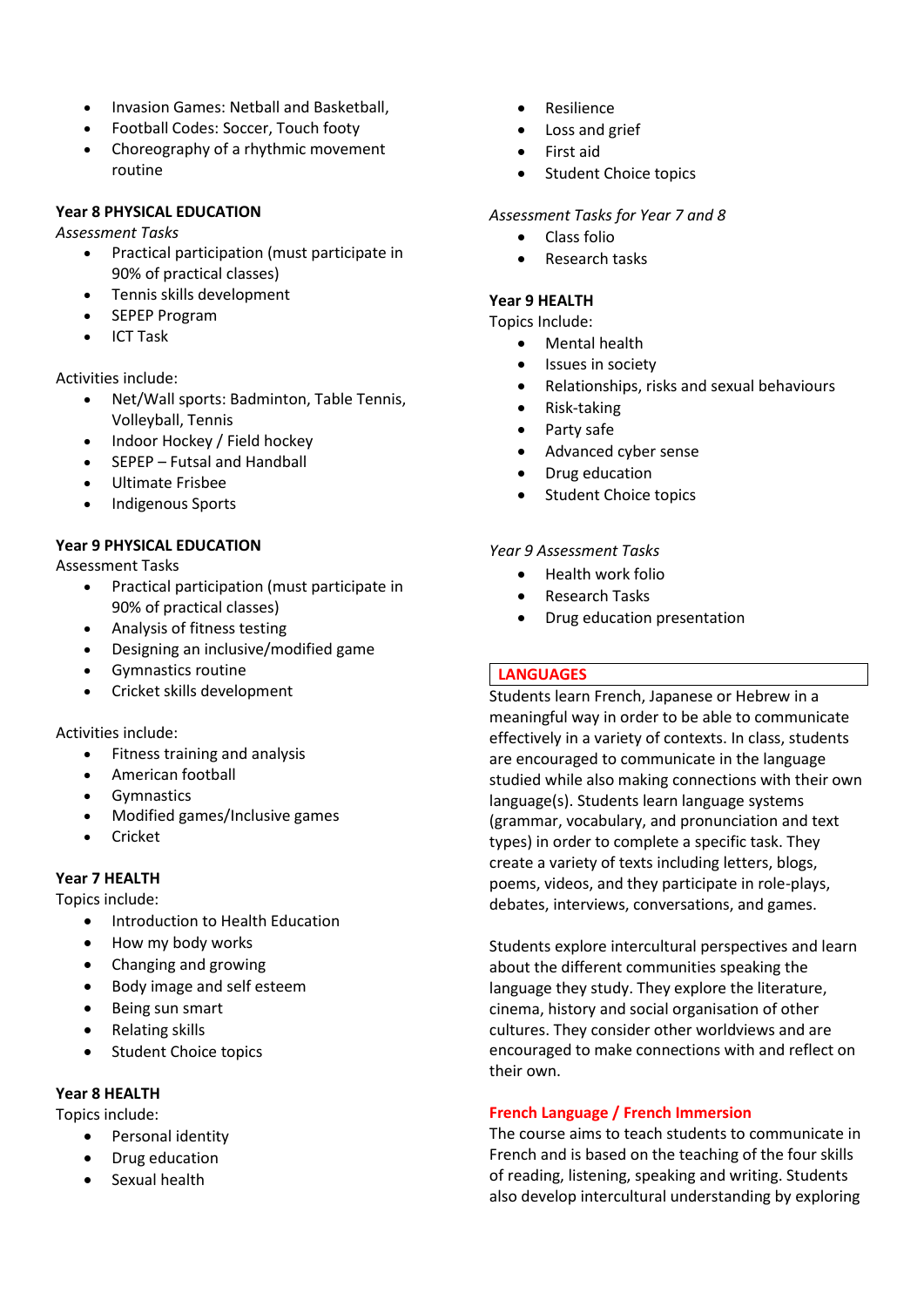- Invasion Games: Netball and Basketball,
- Football Codes: Soccer, Touch footy
- Choreography of a rhythmic movement routine

**Year 8 PHYSICAL EDUCATION**

*Assessment Tasks*

- Practical participation (must participate in 90% of practical classes)
- Tennis skills development
- SEPEP Program
- ICT Task

Activities include:

- Net/Wall sports: Badminton, Table Tennis, Volleyball, Tennis
- Indoor Hockey / Field hockey
- SEPEP – Futsal and Handball
- Ultimate Frisbee
- Indigenous Sports

**Year 9 PHYSICAL EDUCATION**

Assessment Tasks

- Practical participation (must participate in 90% of practical classes)
- Analysis of fitness testing
- Designing an inclusive/modified game
- Gymnastics routine
- Cricket skills development

Activities include:

- Fitness training and analysis
- American football
- Gymnastics
- Modified games/Inclusive games
- Cricket

**Year 7 HEALTH**

Topics include:

- Introduction to Health Education
- How my body works
- Changing and growing
- Body image and self esteem
- Being sun smart
- Relating skills
- Student Choice topics

**Year 8 HEALTH**

Topics include:

- Personal identity
- Drug education
- Sexual health
- Resilience
- Loss and grief
- First aid
- Student Choice topics

*Assessment Tasks for Year 7 and 8*

- Class folio
- Research tasks

**Year 9 HEALTH**

Topics Include:

- Mental health
- Issues in society
- Relationships, risks and sexual behaviours
- Risk-taking
- Party safe
- Advanced cyber sense
- Drug education
- Student Choice topics

*Year 9 Assessment Tasks*

- Health work folio
- Research Tasks
- Drug education presentation

## LANGUAGES

Students learn French, Japanese or Hebrew in a meaningful way in order to be able to communicate effectively in a variety of contexts. In class, students are encouraged to communicate in the language studied while also making connections with their own language(s). Students learn language systems (grammar, vocabulary, and pronunciation and text types) in order to complete a specific task. They create a variety of texts including letters, blogs, poems, videos, and they participate in role-plays, debates, interviews, conversations, and games.

Students explore intercultural perspectives and learn about the different communities speaking the language they study. They explore the literature, cinema, history and social organisation of other cultures. They consider other worldviews and are encouraged to make connections with and reflect on their own.

### French Language / French Immersion

The course aims to teach students to communicate in French and is based on the teaching of the four skills of reading, listening, speaking and writing. Students also develop intercultural understanding by exploring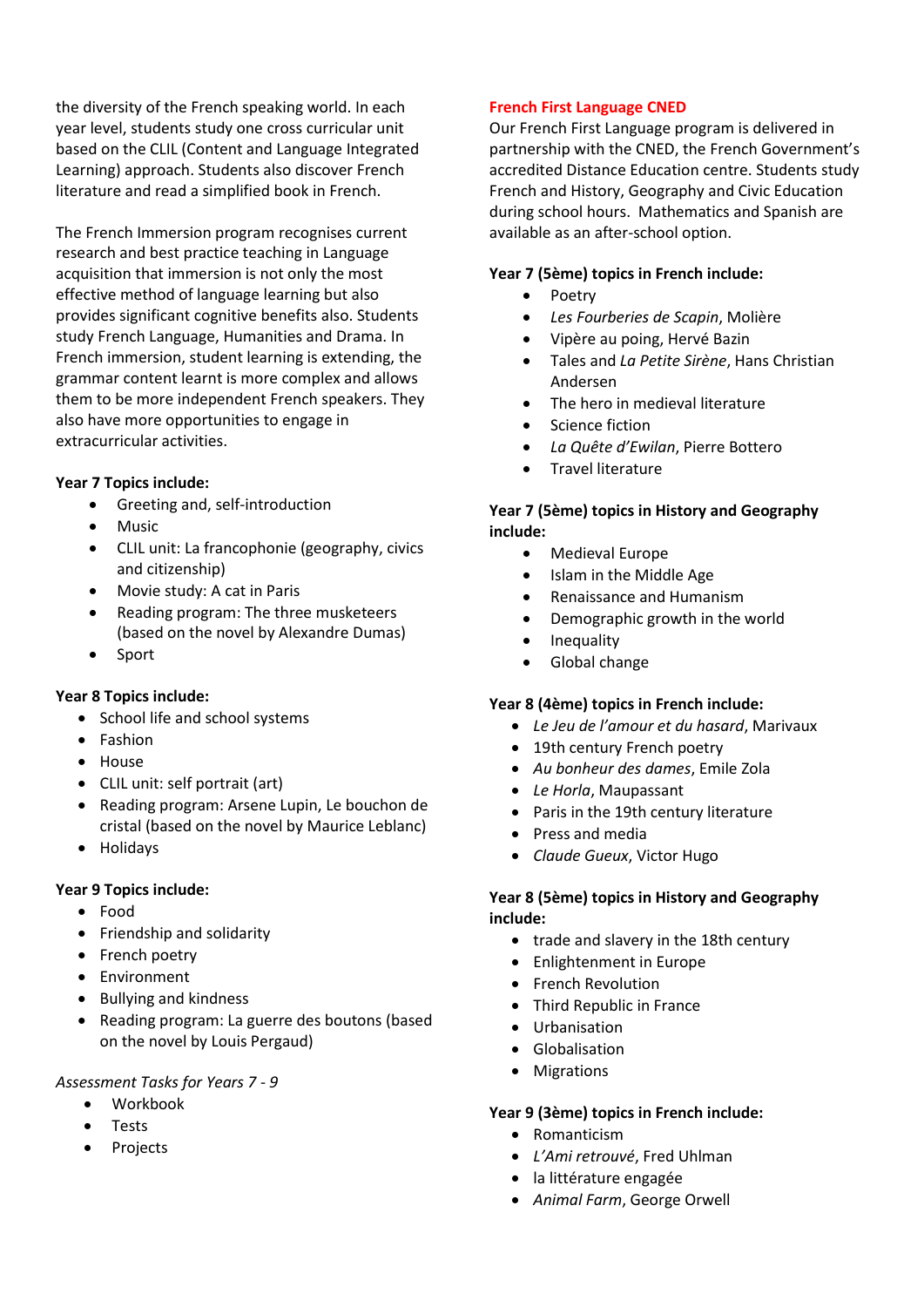the diversity of the French speaking world. In each year level, students study one cross curricular unit based on the CLIL (Content and Language Integrated Learning) approach. Students also discover French literature and read a simplified book in French.

The French Immersion program recognises current research and best practice teaching in Language acquisition that immersion is not only the most effective method of language learning but also provides significant cognitive benefits also. Students study French Language, Humanities and Drama. In French immersion, student learning is extending, the grammar content learnt is more complex and allows them to be more independent French speakers. They also have more opportunities to engage in extracurricular activities.

**Year 7 Topics include:**

- Greeting and, self-introduction
- Music
- CLIL unit: La francophonie (geography, civics and citizenship)
- Movie study: A cat in Paris
- Reading program: The three musketeers (based on the novel by Alexandre Dumas)
- Sport

**Year 8 Topics include:**

- School life and school systems
- Fashion
- House
- CLIL unit: self portrait (art)
- Reading program: Arsene Lupin, Le bouchon de cristal (based on the novel by Maurice Leblanc)
- Holidays

**Year 9 Topics include:**

- Food
- Friendship and solidarity
- French poetry
- Environment
- Bullying and kindness
- Reading program: La guerre des boutons (based on the novel by Louis Pergaud)

*Assessment Tasks for Years 7 - 9*

- Workbook
- Tests
- Projects

## French First Language CNED

Our French First Language program is delivered in partnership with the CNED, the French Government's accredited Distance Education centre. Students study French and History, Geography and Civic Education during school hours. Mathematics and Spanish are available as an after-school option.

**Year 7 (5ème) topics in French include:**

- Poetry
- *Les Fourberies de Scapin*, Molière
- Vipère au poing, Hervé Bazin
- Tales and *La Petite Sirène*, Hans Christian Andersen
- The hero in medieval literature
- Science fiction
- *La Quête d'Ewilan*, Pierre Bottero
- Travel literature

**Year 7 (5ème) topics in History and Geography include:**

- Medieval Europe
- Islam in the Middle Age
- Renaissance and Humanism
- Demographic growth in the world
- Inequality
- Global change

**Year 8 (4ème) topics in French include:**

- *Le Jeu de l'amour et du hasard*, Marivaux
- 19th century French poetry
- *Au bonheur des dames*, Emile Zola
- *Le Horla*, Maupassant
- Paris in the 19th century literature
- Press and media
- *Claude Gueux*, Victor Hugo

**Year 8 (5ème) topics in History and Geography include:**

- trade and slavery in the 18th century
- Enlightenment in Europe
- French Revolution
- Third Republic in France
- Urbanisation
- Globalisation
- Migrations

**Year 9 (3ème) topics in French include:**

- Romanticism
- *L'Ami retrouvé*, Fred Uhlman
- la littérature engagée
- *Animal Farm*, George Orwell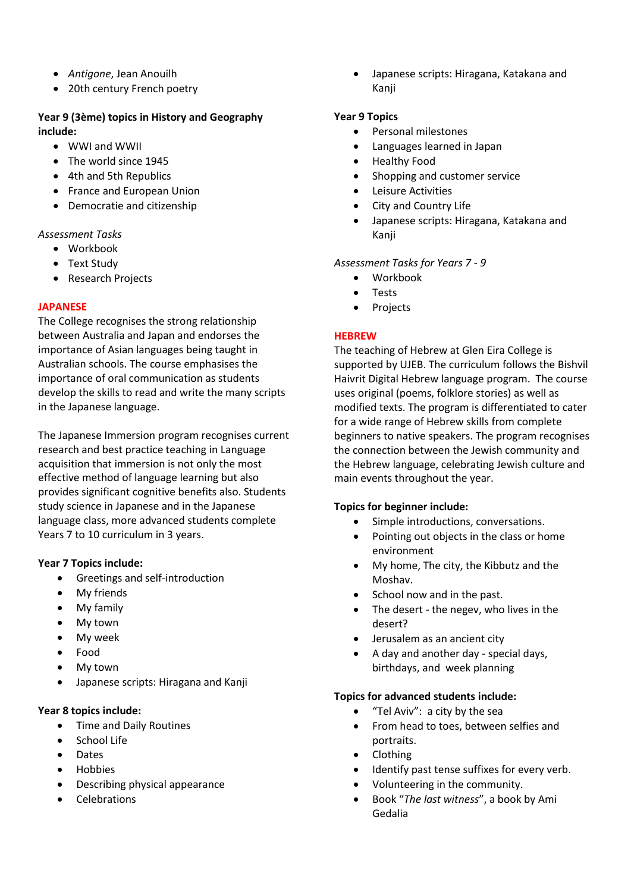- *Antigone*, Jean Anouilh
- 20th century French poetry

**Year 9 (3ème) topics in History and Geography include:**

- WWI and WWII
- The world since 1945
- 4th and 5th Republics
- France and European Union
- Democratie and citizenship

*Assessment Tasks*

- Workbook
- Text Study
- Research Projects

## JAPANESE

The College recognises the strong relationship between Australia and Japan and endorses the importance of Asian languages being taught in Australian schools. The course emphasises the importance of oral communication as students develop the skills to read and write the many scripts in the Japanese language.

The Japanese Immersion program recognises current research and best practice teaching in Language acquisition that immersion is not only the most effective method of language learning but also provides significant cognitive benefits also. Students study science in Japanese and in the Japanese language class, more advanced students complete Years 7 to 10 curriculum in 3 years.

**Year 7 Topics include:**

- Greetings and self-introduction
- My friends
- My family
- My town
- My week
- Food
- My town
- Japanese scripts: Hiragana and Kanji

**Year 8 topics include:**

- Time and Daily Routines
- School Life
- Dates
- Hobbies
- Describing physical appearance
- Celebrations
- Japanese scripts: Hiragana, Katakana and Kanji

**Year 9 Topics**

- Personal milestones
- Languages learned in Japan
- Healthy Food
- Shopping and customer service
- Leisure Activities
- City and Country Life
- Japanese scripts: Hiragana, Katakana and Kanji

*Assessment Tasks for Years 7 - 9*

- Workbook
- Tests
- Projects

## HEBREW

The teaching of Hebrew at Glen Eira College is supported by UJEB. The curriculum follows the Bishvil Haivrit Digital Hebrew language program. The course uses original (poems, folklore stories) as well as modified texts. The program is differentiated to cater for a wide range of Hebrew skills from complete beginners to native speakers. The program recognises the connection between the Jewish community and the Hebrew language, celebrating Jewish culture and main events throughout the year.

**Topics for beginner include:**

- Simple introductions, conversations.
- Pointing out objects in the class or home environment
- My home, The city, the Kibbutz and the Moshav.
- School now and in the past.
- The desert - the negev, who lives in the desert?
- Jerusalem as an ancient city
- A day and another day - special days, birthdays, and week planning

**Topics for advanced students include:**

- "Tel Aviv": a city by the sea
- From head to toes, between selfies and portraits.
- Clothing
- Identify past tense suffixes for every verb.
- Volunteering in the community.
- Book "*The last witness*", a book by Ami Gedalia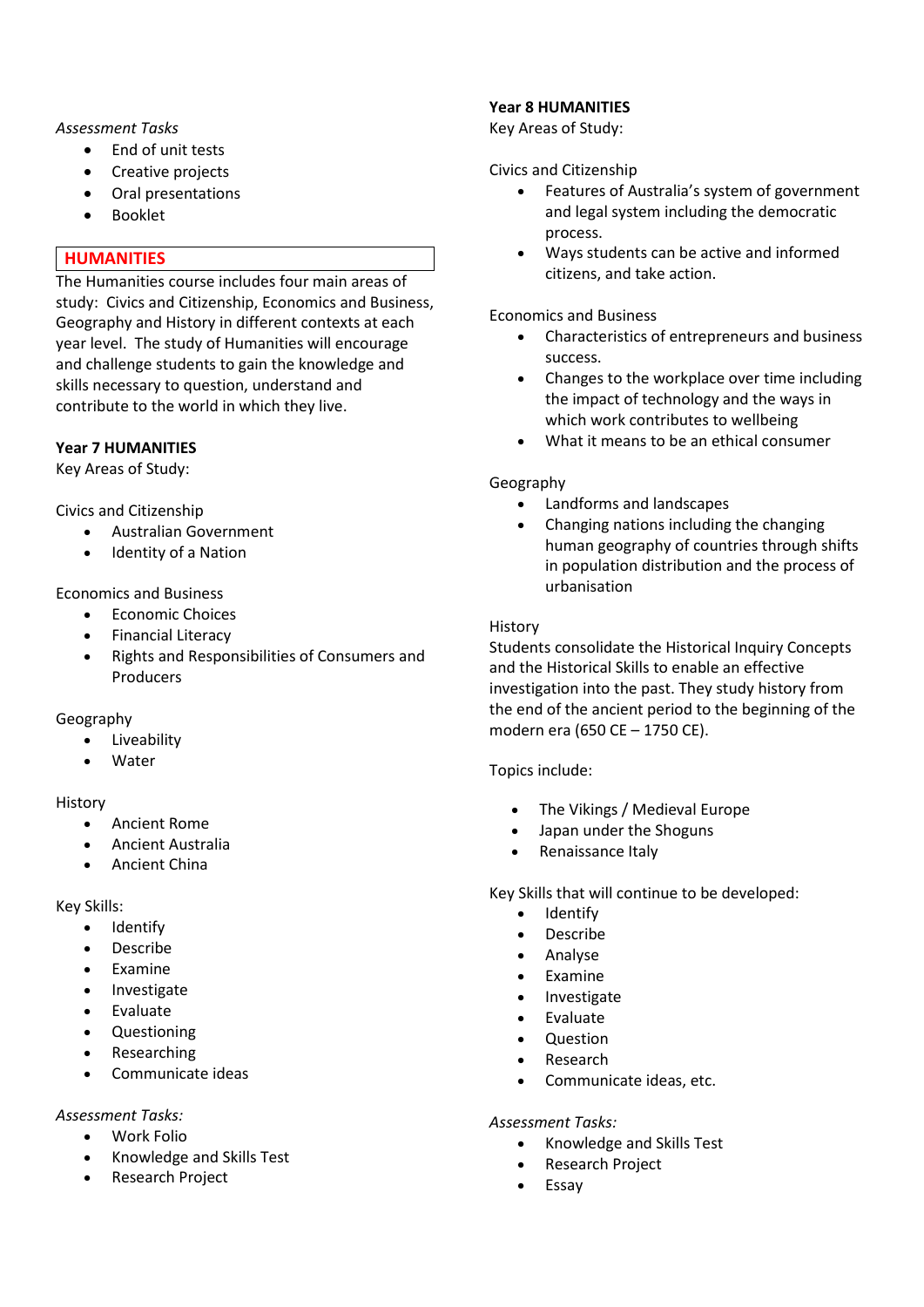*Assessment Tasks*

- End of unit tests
- Creative projects
- Oral presentations
- Booklet

## HUMANITIES

The Humanities course includes four main areas of study: Civics and Citizenship, Economics and Business, Geography and History in different contexts at each year level. The study of Humanities will encourage and challenge students to gain the knowledge and skills necessary to question, understand and contribute to the world in which they live.

### Year 7 HUMANITIES

Key Areas of Study:

Civics and Citizenship

- Australian Government
- Identity of a Nation

Economics and Business

- Economic Choices
- Financial Literacy
- Rights and Responsibilities of Consumers and Producers

Geography

- Liveability
- Water

History

- Ancient Rome
- Ancient Australia
- Ancient China

Key Skills:

- Identify
- Describe
- Examine
- Investigate
- Evaluate
- Questioning
- Researching
- Communicate ideas

*Assessment Tasks:*

- Work Folio
- Knowledge and Skills Test
- Research Project

### Year 8 HUMANITIES

Key Areas of Study:

Civics and Citizenship

- Features of Australia's system of government and legal system including the democratic process.
- Ways students can be active and informed citizens, and take action.

Economics and Business

- Characteristics of entrepreneurs and business success.
- Changes to the workplace over time including the impact of technology and the ways in which work contributes to wellbeing
- What it means to be an ethical consumer

Geography

- Landforms and landscapes
- Changing nations including the changing human geography of countries through shifts in population distribution and the process of urbanisation

History

Students consolidate the Historical Inquiry Concepts and the Historical Skills to enable an effective investigation into the past. They study history from the end of the ancient period to the beginning of the modern era (650 CE – 1750 CE).

Topics include:

- The Vikings / Medieval Europe
- Japan under the Shoguns
- Renaissance Italy

Key Skills that will continue to be developed:

- Identify
- Describe
- Analyse
- Examine
- Investigate
- Evaluate
- Question
- Research
- Communicate ideas, etc.

*Assessment Tasks:*

- Knowledge and Skills Test
- Research Project
- Essay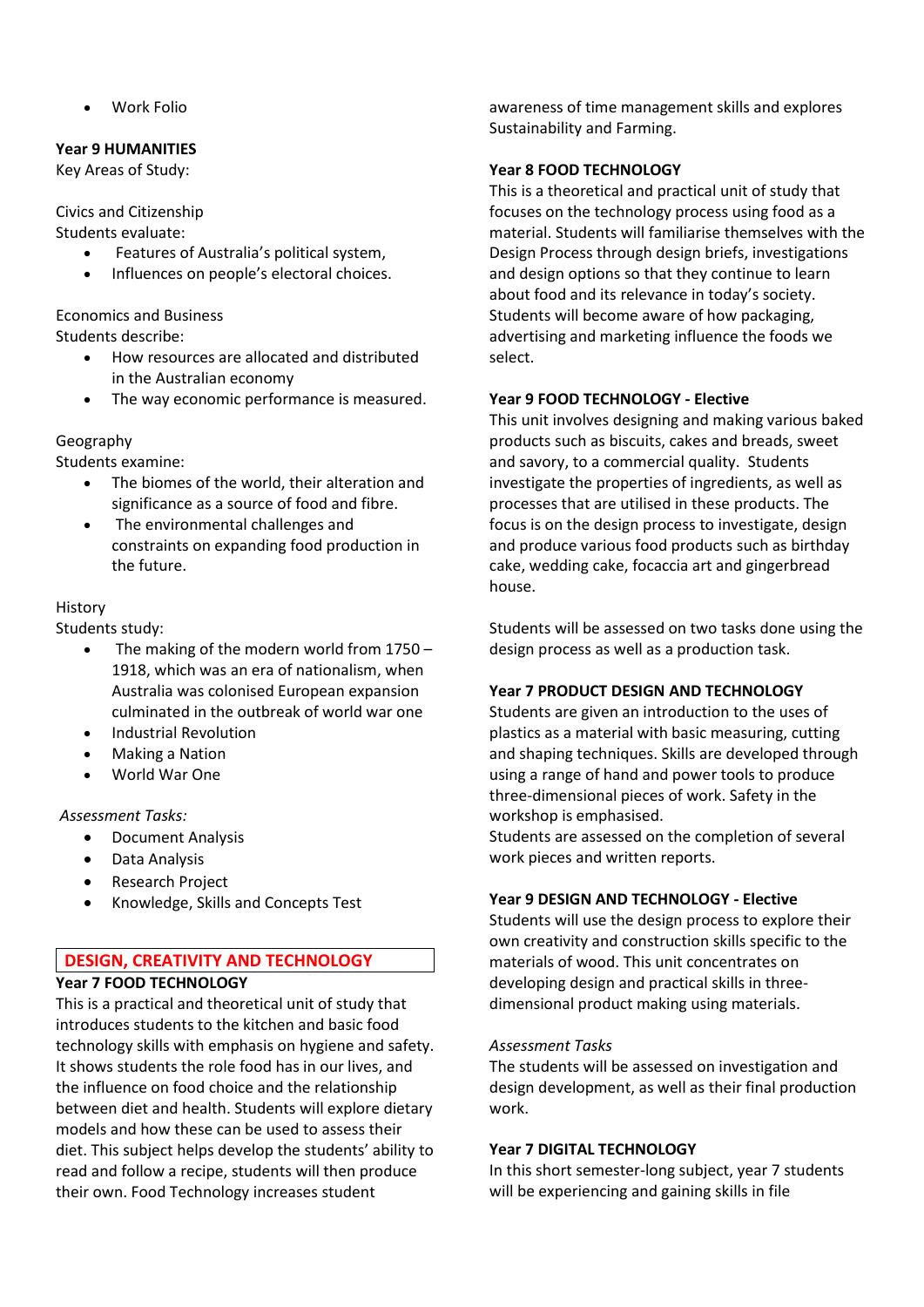- Work Folio

**Year 9 HUMANITIES**

Key Areas of Study:

Civics and Citizenship

Students evaluate:

- Features of Australia's political system,
- Influences on people's electoral choices.

Economics and Business

Students describe:

- How resources are allocated and distributed in the Australian economy
- The way economic performance is measured.

Geography

Students examine:

- The biomes of the world, their alteration and significance as a source of food and fibre.
- The environmental challenges and constraints on expanding food production in the future.

History

Students study:

- The making of the modern world from 1750 – 1918, which was an era of nationalism, when Australia was colonised European expansion culminated in the outbreak of world war one
- Industrial Revolution
- Making a Nation
- World War One

*Assessment Tasks:*

- Document Analysis
- Data Analysis
- Research Project
- Knowledge, Skills and Concepts Test

## DESIGN, CREATIVITY AND TECHNOLOGY

**Year 7 FOOD TECHNOLOGY**

This is a practical and theoretical unit of study that introduces students to the kitchen and basic food technology skills with emphasis on hygiene and safety. It shows students the role food has in our lives, and the influence on food choice and the relationship between diet and health. Students will explore dietary models and how these can be used to assess their diet. This subject helps develop the students' ability to read and follow a recipe, students will then produce their own. Food Technology increases student awareness of time management skills and explores Sustainability and Farming.

**Year 8 FOOD TECHNOLOGY**

This is a theoretical and practical unit of study that focuses on the technology process using food as a material. Students will familiarise themselves with the Design Process through design briefs, investigations and design options so that they continue to learn about food and its relevance in today's society. Students will become aware of how packaging, advertising and marketing influence the foods we select.

**Year 9 FOOD TECHNOLOGY - Elective**

This unit involves designing and making various baked products such as biscuits, cakes and breads, sweet and savory, to a commercial quality. Students investigate the properties of ingredients, as well as processes that are utilised in these products. The focus is on the design process to investigate, design and produce various food products such as birthday cake, wedding cake, focaccia art and gingerbread house.

Students will be assessed on two tasks done using the design process as well as a production task.

**Year 7 PRODUCT DESIGN AND TECHNOLOGY**

Students are given an introduction to the uses of plastics as a material with basic measuring, cutting and shaping techniques. Skills are developed through using a range of hand and power tools to produce three-dimensional pieces of work. Safety in the workshop is emphasised.

Students are assessed on the completion of several work pieces and written reports.

**Year 9 DESIGN AND TECHNOLOGY - Elective**

Students will use the design process to explore their own creativity and construction skills specific to the materials of wood. This unit concentrates on developing design and practical skills in three-dimensional product making using materials.

*Assessment Tasks*

The students will be assessed on investigation and design development, as well as their final production work.

**Year 7 DIGITAL TECHNOLOGY**

In this short semester-long subject, year 7 students will be experiencing and gaining skills in file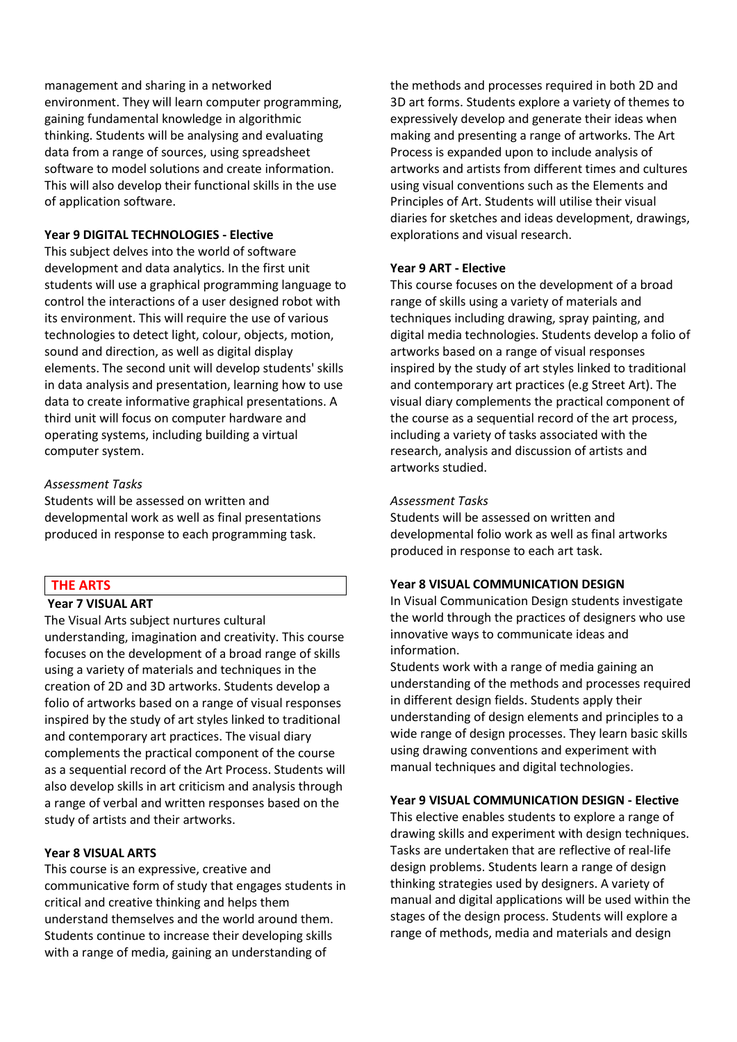management and sharing in a networked environment. They will learn computer programming, gaining fundamental knowledge in algorithmic thinking. Students will be analysing and evaluating data from a range of sources, using spreadsheet software to model solutions and create information. This will also develop their functional skills in the use of application software.

**Year 9 DIGITAL TECHNOLOGIES - Elective**

This subject delves into the world of software development and data analytics. In the first unit students will use a graphical programming language to control the interactions of a user designed robot with its environment. This will require the use of various technologies to detect light, colour, objects, motion, sound and direction, as well as digital display elements. The second unit will develop students' skills in data analysis and presentation, learning how to use data to create informative graphical presentations. A third unit will focus on computer hardware and operating systems, including building a virtual computer system.

*Assessment Tasks*

Students will be assessed on written and developmental work as well as final presentations produced in response to each programming task.

## THE ARTS

**Year 7 VISUAL ART**

The Visual Arts subject nurtures cultural understanding, imagination and creativity. This course focuses on the development of a broad range of skills using a variety of materials and techniques in the creation of 2D and 3D artworks. Students develop a folio of artworks based on a range of visual responses inspired by the study of art styles linked to traditional and contemporary art practices. The visual diary complements the practical component of the course as a sequential record of the Art Process. Students will also develop skills in art criticism and analysis through a range of verbal and written responses based on the study of artists and their artworks.

**Year 8 VISUAL ARTS**

This course is an expressive, creative and communicative form of study that engages students in critical and creative thinking and helps them understand themselves and the world around them. Students continue to increase their developing skills with a range of media, gaining an understanding of the methods and processes required in both 2D and 3D art forms. Students explore a variety of themes to expressively develop and generate their ideas when making and presenting a range of artworks. The Art Process is expanded upon to include analysis of artworks and artists from different times and cultures using visual conventions such as the Elements and Principles of Art. Students will utilise their visual diaries for sketches and ideas development, drawings, explorations and visual research.

**Year 9 ART - Elective**

This course focuses on the development of a broad range of skills using a variety of materials and techniques including drawing, spray painting, and digital media technologies. Students develop a folio of artworks based on a range of visual responses inspired by the study of art styles linked to traditional and contemporary art practices (e.g Street Art). The visual diary complements the practical component of the course as a sequential record of the art process, including a variety of tasks associated with the research, analysis and discussion of artists and artworks studied.

*Assessment Tasks*

Students will be assessed on written and developmental folio work as well as final artworks produced in response to each art task.

**Year 8 VISUAL COMMUNICATION DESIGN**

In Visual Communication Design students investigate the world through the practices of designers who use innovative ways to communicate ideas and information.

Students work with a range of media gaining an understanding of the methods and processes required in different design fields. Students apply their understanding of design elements and principles to a wide range of design processes. They learn basic skills using drawing conventions and experiment with manual techniques and digital technologies.

**Year 9 VISUAL COMMUNICATION DESIGN - Elective**

This elective enables students to explore a range of drawing skills and experiment with design techniques. Tasks are undertaken that are reflective of real-life design problems. Students learn a range of design thinking strategies used by designers. A variety of manual and digital applications will be used within the stages of the design process. Students will explore a range of methods, media and materials and design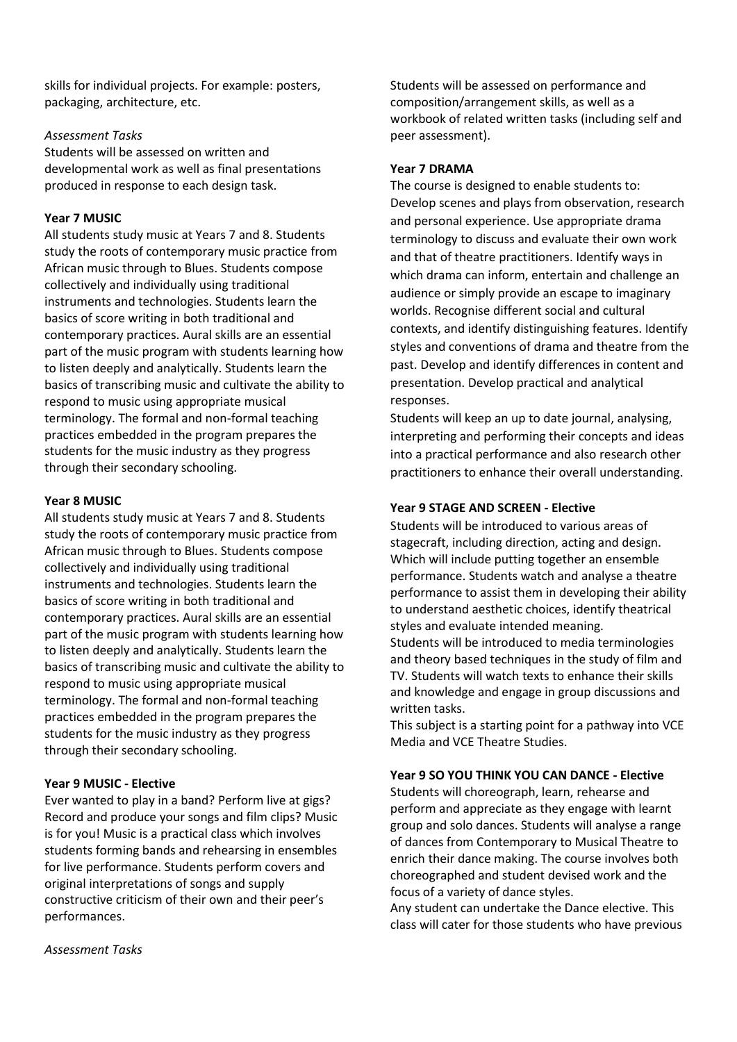skills for individual projects. For example: posters, packaging, architecture, etc.

*Assessment Tasks*

Students will be assessed on written and developmental work as well as final presentations produced in response to each design task.

**Year 7 MUSIC**

All students study music at Years 7 and 8. Students study the roots of contemporary music practice from African music through to Blues. Students compose collectively and individually using traditional instruments and technologies. Students learn the basics of score writing in both traditional and contemporary practices. Aural skills are an essential part of the music program with students learning how to listen deeply and analytically. Students learn the basics of transcribing music and cultivate the ability to respond to music using appropriate musical terminology. The formal and non-formal teaching practices embedded in the program prepares the students for the music industry as they progress through their secondary schooling.

**Year 8 MUSIC**

All students study music at Years 7 and 8. Students study the roots of contemporary music practice from African music through to Blues. Students compose collectively and individually using traditional instruments and technologies. Students learn the basics of score writing in both traditional and contemporary practices. Aural skills are an essential part of the music program with students learning how to listen deeply and analytically. Students learn the basics of transcribing music and cultivate the ability to respond to music using appropriate musical terminology. The formal and non-formal teaching practices embedded in the program prepares the students for the music industry as they progress through their secondary schooling.

**Year 9 MUSIC - Elective**

Ever wanted to play in a band? Perform live at gigs? Record and produce your songs and film clips? Music is for you! Music is a practical class which involves students forming bands and rehearsing in ensembles for live performance. Students perform covers and original interpretations of songs and supply constructive criticism of their own and their peer's performances.

*Assessment Tasks*

Students will be assessed on performance and composition/arrangement skills, as well as a workbook of related written tasks (including self and peer assessment).

**Year 7 DRAMA**

The course is designed to enable students to: Develop scenes and plays from observation, research and personal experience. Use appropriate drama terminology to discuss and evaluate their own work and that of theatre practitioners. Identify ways in which drama can inform, entertain and challenge an audience or simply provide an escape to imaginary worlds. Recognise different social and cultural contexts, and identify distinguishing features. Identify styles and conventions of drama and theatre from the past. Develop and identify differences in content and presentation. Develop practical and analytical responses.

Students will keep an up to date journal, analysing, interpreting and performing their concepts and ideas into a practical performance and also research other practitioners to enhance their overall understanding.

**Year 9 STAGE AND SCREEN - Elective**

Students will be introduced to various areas of stagecraft, including direction, acting and design. Which will include putting together an ensemble performance. Students watch and analyse a theatre performance to assist them in developing their ability to understand aesthetic choices, identify theatrical styles and evaluate intended meaning.

Students will be introduced to media terminologies and theory based techniques in the study of film and TV. Students will watch texts to enhance their skills and knowledge and engage in group discussions and written tasks.

This subject is a starting point for a pathway into VCE Media and VCE Theatre Studies.

**Year 9 SO YOU THINK YOU CAN DANCE - Elective**

Students will choreograph, learn, rehearse and perform and appreciate as they engage with learnt group and solo dances. Students will analyse a range of dances from Contemporary to Musical Theatre to enrich their dance making. The course involves both choreographed and student devised work and the focus of a variety of dance styles.

Any student can undertake the Dance elective. This class will cater for those students who have previous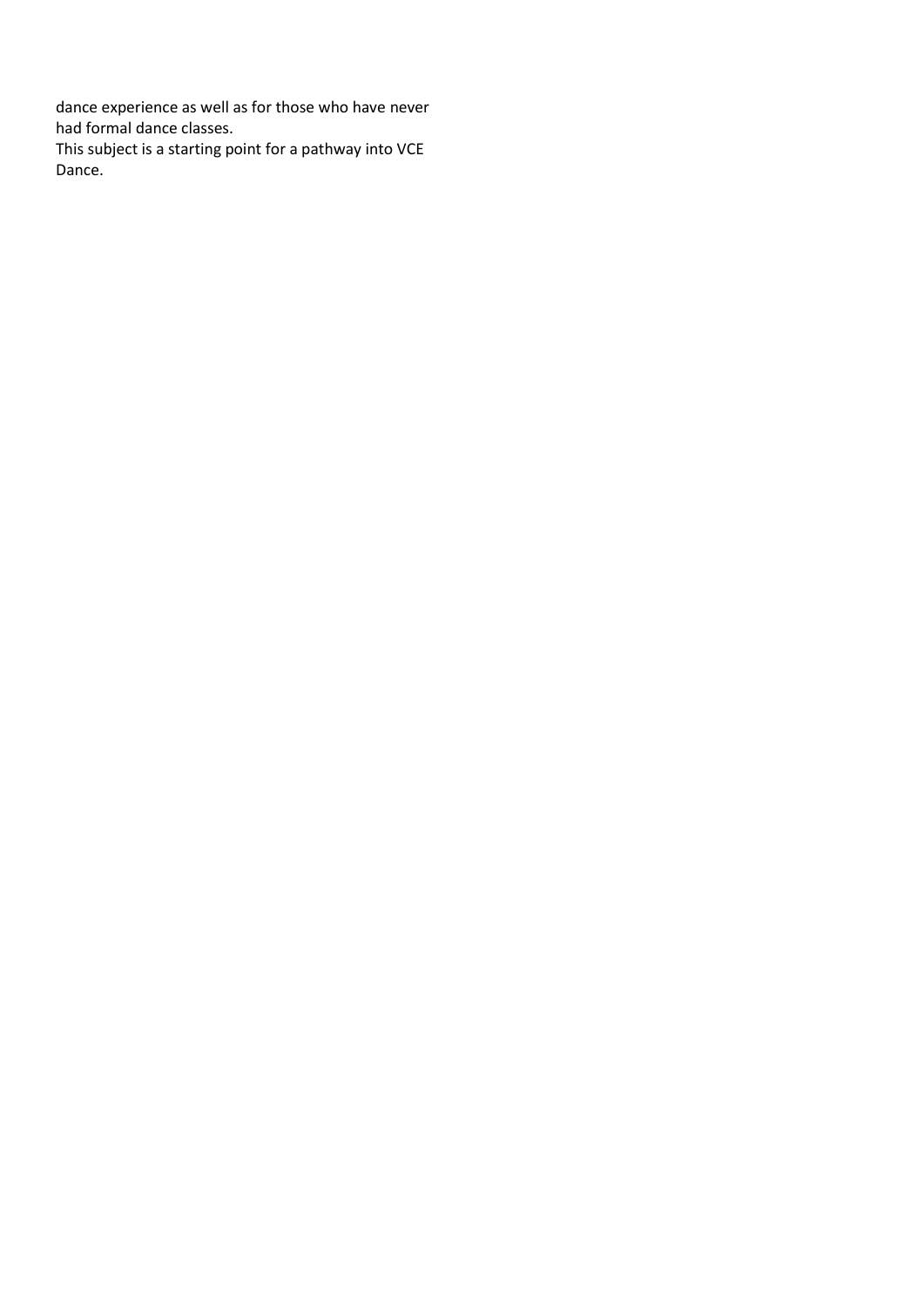dance experience as well as for those who have never had formal dance classes.

This subject is a starting point for a pathway into VCE Dance.